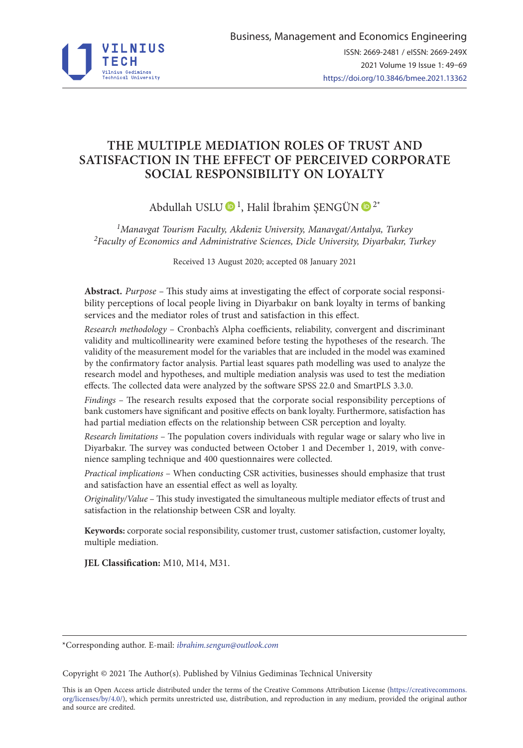# THE MULTIPLE MEDIATION ROLES OF TRUST AND SATISFACTION IN THE EFFECT OF PERCEIVED CORPORATE SOCIAL RESPONSIBILITY ON LOYALTY

Abdullah USLU [1], Halil İbrahim ŞENGÜN [2*]

[1]*Manavgat Tourism Faculty, Akdeniz University, Manavgat/Antalya, Turkey*
[2]*Faculty of Economics and Administrative Sciences, Dicle University, Diyarbakır, Turkey*

Received 13 August 2020; accepted 08 January 2021

**Abstract.** *Purpose* – This study aims at investigating the effect of corporate social responsibility perceptions of local people living in Diyarbakır on bank loyalty in terms of banking services and the mediator roles of trust and satisfaction in this effect.

*Research methodology* – Cronbach's Alpha coefficients, reliability, convergent and discriminant validity and multicollinearity were examined before testing the hypotheses of the research. The validity of the measurement model for the variables that are included in the model was examined by the confirmatory factor analysis. Partial least squares path modelling was used to analyze the research model and hypotheses, and multiple mediation analysis was used to test the mediation effects. The collected data were analyzed by the software SPSS 22.0 and SmartPLS 3.3.0.

*Findings* – The research results exposed that the corporate social responsibility perceptions of bank customers have significant and positive effects on bank loyalty. Furthermore, satisfaction has had partial mediation effects on the relationship between CSR perception and loyalty.

*Research limitations* – The population covers individuals with regular wage or salary who live in Diyarbakır. The survey was conducted between October 1 and December 1, 2019, with convenience sampling technique and 400 questionnaires were collected.

*Practical implications* – When conducting CSR activities, businesses should emphasize that trust and satisfaction have an essential effect as well as loyalty.

*Originality/Value* – This study investigated the simultaneous multiple mediator effects of trust and satisfaction in the relationship between CSR and loyalty.

**Keywords:** corporate social responsibility, customer trust, customer satisfaction, customer loyalty, multiple mediation.

**JEL Classification:** M10, M14, M31.

---

*Corresponding author. E-mail: *ibrahim.sengun@outlook.com*

Copyright © 2021 The Author(s). Published by Vilnius Gediminas Technical University

This is an Open Access article distributed under the terms of the Creative Commons Attribution License (https://creativecommons.org/licenses/by/4.0/), which permits unrestricted use, distribution, and reproduction in any medium, provided the original author and source are credited.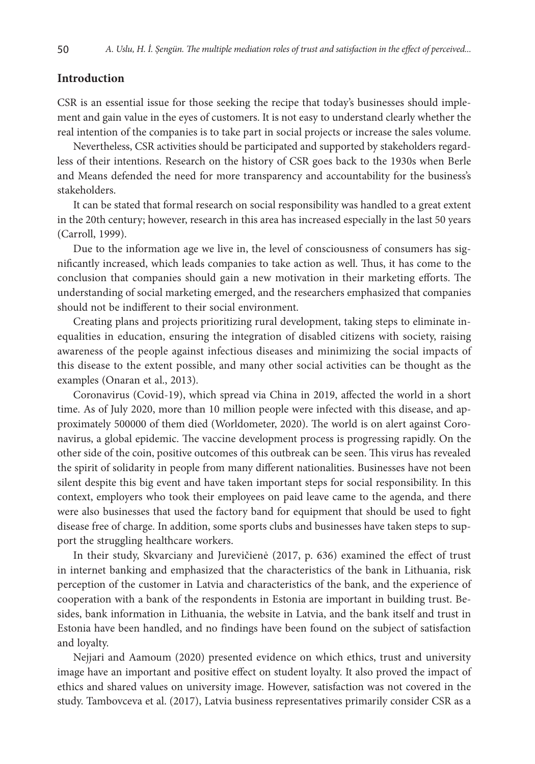## Introduction

CSR is an essential issue for those seeking the recipe that today's businesses should implement and gain value in the eyes of customers. It is not easy to understand clearly whether the real intention of the companies is to take part in social projects or increase the sales volume.

Nevertheless, CSR activities should be participated and supported by stakeholders regardless of their intentions. Research on the history of CSR goes back to the 1930s when Berle and Means defended the need for more transparency and accountability for the business's stakeholders.

It can be stated that formal research on social responsibility was handled to a great extent in the 20th century; however, research in this area has increased especially in the last 50 years (Carroll, 1999).

Due to the information age we live in, the level of consciousness of consumers has significantly increased, which leads companies to take action as well. Thus, it has come to the conclusion that companies should gain a new motivation in their marketing efforts. The understanding of social marketing emerged, and the researchers emphasized that companies should not be indifferent to their social environment.

Creating plans and projects prioritizing rural development, taking steps to eliminate inequalities in education, ensuring the integration of disabled citizens with society, raising awareness of the people against infectious diseases and minimizing the social impacts of this disease to the extent possible, and many other social activities can be thought as the examples (Onaran et al., 2013).

Coronavirus (Covid-19), which spread via China in 2019, affected the world in a short time. As of July 2020, more than 10 million people were infected with this disease, and approximately 500000 of them died (Worldometer, 2020). The world is on alert against Coronavirus, a global epidemic. The vaccine development process is progressing rapidly. On the other side of the coin, positive outcomes of this outbreak can be seen. This virus has revealed the spirit of solidarity in people from many different nationalities. Businesses have not been silent despite this big event and have taken important steps for social responsibility. In this context, employers who took their employees on paid leave came to the agenda, and there were also businesses that used the factory band for equipment that should be used to fight disease free of charge. In addition, some sports clubs and businesses have taken steps to support the struggling healthcare workers.

In their study, Skvarciany and Jurevičienė (2017, p. 636) examined the effect of trust in internet banking and emphasized that the characteristics of the bank in Lithuania, risk perception of the customer in Latvia and characteristics of the bank, and the experience of cooperation with a bank of the respondents in Estonia are important in building trust. Besides, bank information in Lithuania, the website in Latvia, and the bank itself and trust in Estonia have been handled, and no findings have been found on the subject of satisfaction and loyalty.

Nejjari and Aamoum (2020) presented evidence on which ethics, trust and university image have an important and positive effect on student loyalty. It also proved the impact of ethics and shared values on university image. However, satisfaction was not covered in the study. Tambovceva et al. (2017), Latvia business representatives primarily consider CSR as a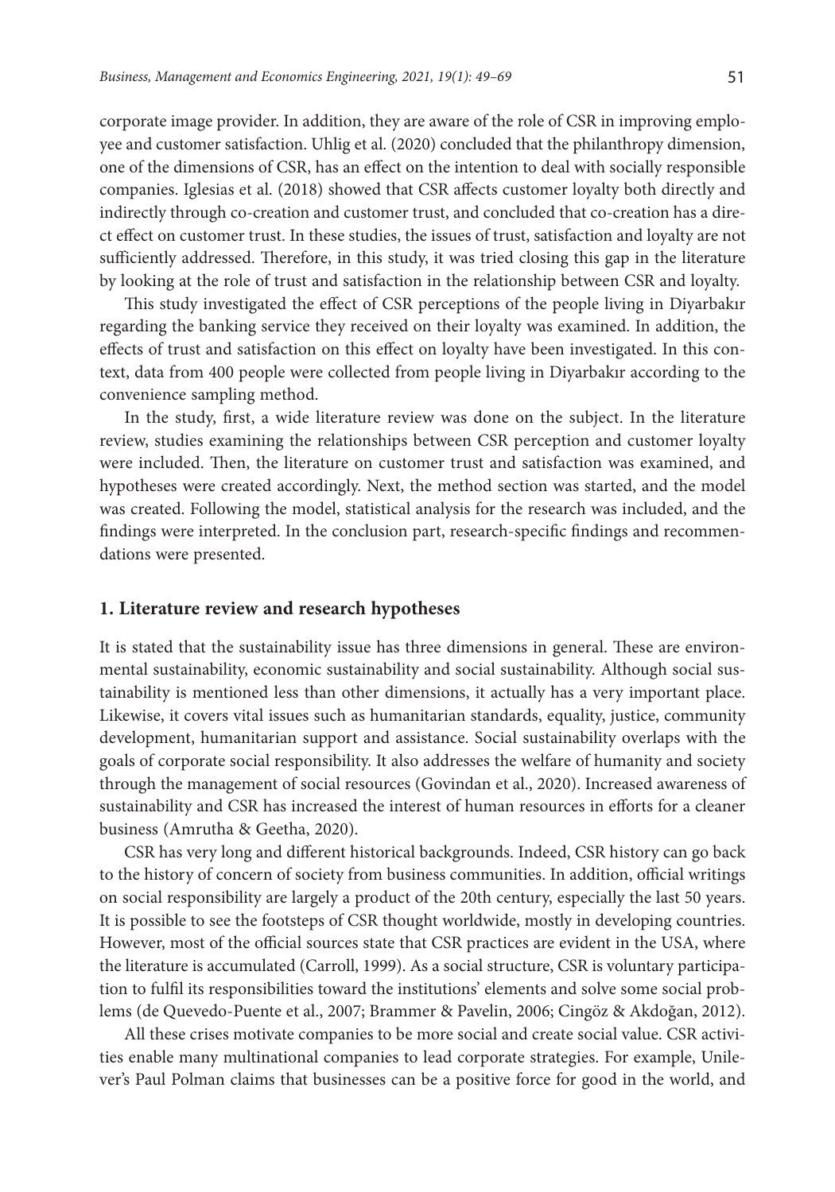corporate image provider. In addition, they are aware of the role of CSR in improving employee and customer satisfaction. Uhlig et al. (2020) concluded that the philanthropy dimension, one of the dimensions of CSR, has an effect on the intention to deal with socially responsible companies. Iglesias et al. (2018) showed that CSR affects customer loyalty both directly and indirectly through co-creation and customer trust, and concluded that co-creation has a direct effect on customer trust. In these studies, the issues of trust, satisfaction and loyalty are not sufficiently addressed. Therefore, in this study, it was tried closing this gap in the literature by looking at the role of trust and satisfaction in the relationship between CSR and loyalty.

This study investigated the effect of CSR perceptions of the people living in Diyarbakır regarding the banking service they received on their loyalty was examined. In addition, the effects of trust and satisfaction on this effect on loyalty have been investigated. In this context, data from 400 people were collected from people living in Diyarbakır according to the convenience sampling method.

In the study, first, a wide literature review was done on the subject. In the literature review, studies examining the relationships between CSR perception and customer loyalty were included. Then, the literature on customer trust and satisfaction was examined, and hypotheses were created accordingly. Next, the method section was started, and the model was created. Following the model, statistical analysis for the research was included, and the findings were interpreted. In the conclusion part, research-specific findings and recommendations were presented.

## 1. Literature review and research hypotheses

It is stated that the sustainability issue has three dimensions in general. These are environmental sustainability, economic sustainability and social sustainability. Although social sustainability is mentioned less than other dimensions, it actually has a very important place. Likewise, it covers vital issues such as humanitarian standards, equality, justice, community development, humanitarian support and assistance. Social sustainability overlaps with the goals of corporate social responsibility. It also addresses the welfare of humanity and society through the management of social resources (Govindan et al., 2020). Increased awareness of sustainability and CSR has increased the interest of human resources in efforts for a cleaner business (Amrutha & Geetha, 2020).

CSR has very long and different historical backgrounds. Indeed, CSR history can go back to the history of concern of society from business communities. In addition, official writings on social responsibility are largely a product of the 20th century, especially the last 50 years. It is possible to see the footsteps of CSR thought worldwide, mostly in developing countries. However, most of the official sources state that CSR practices are evident in the USA, where the literature is accumulated (Carroll, 1999). As a social structure, CSR is voluntary participation to fulfil its responsibilities toward the institutions' elements and solve some social problems (de Quevedo-Puente et al., 2007; Brammer & Pavelin, 2006; Cingöz & Akdoğan, 2012).

All these crises motivate companies to be more social and create social value. CSR activities enable many multinational companies to lead corporate strategies. For example, Unilever's Paul Polman claims that businesses can be a positive force for good in the world, and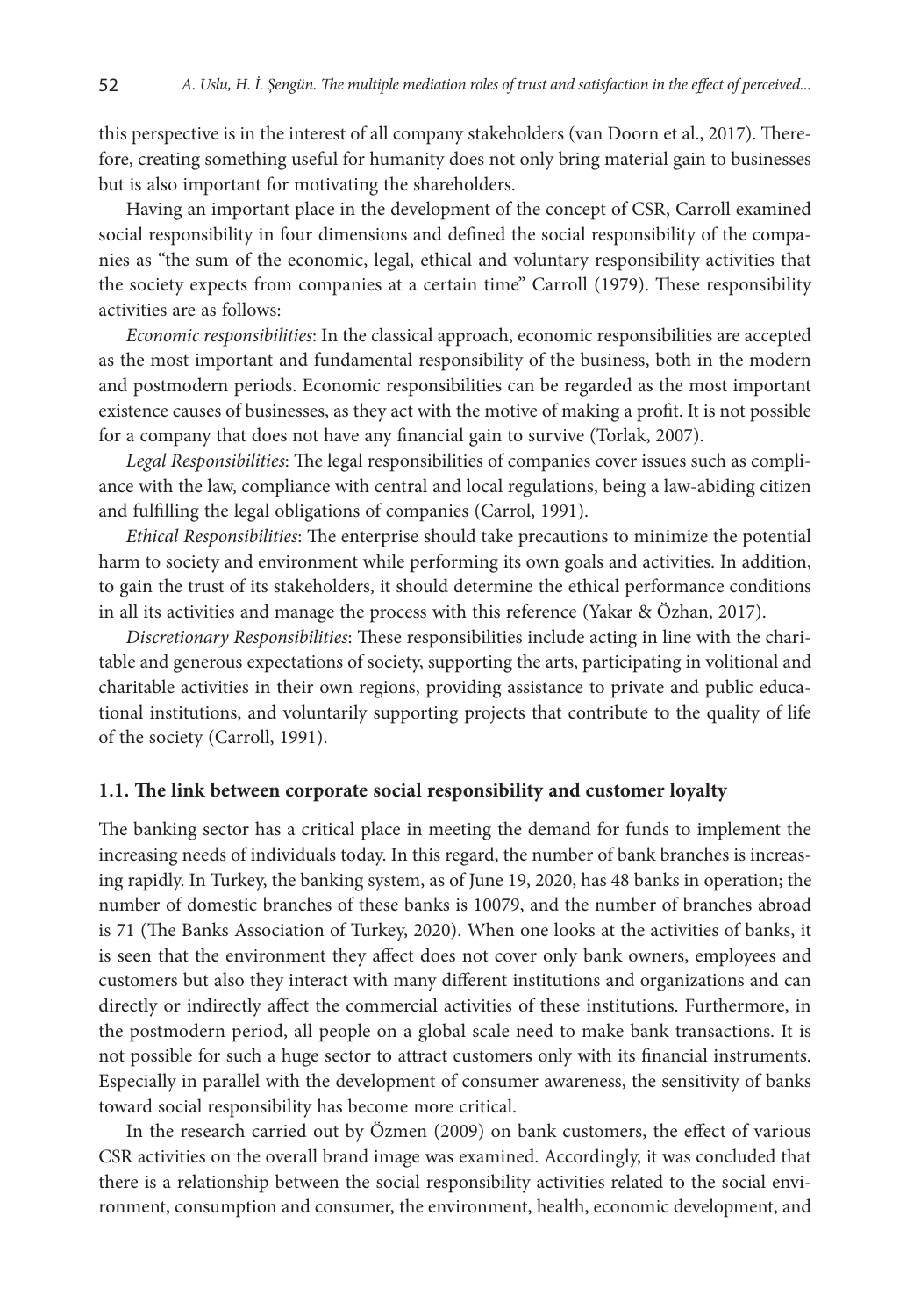this perspective is in the interest of all company stakeholders (van Doorn et al., 2017). Therefore, creating something useful for humanity does not only bring material gain to businesses but is also important for motivating the shareholders.

Having an important place in the development of the concept of CSR, Carroll examined social responsibility in four dimensions and defined the social responsibility of the companies as "the sum of the economic, legal, ethical and voluntary responsibility activities that the society expects from companies at a certain time" Carroll (1979). These responsibility activities are as follows:

*Economic responsibilities*: In the classical approach, economic responsibilities are accepted as the most important and fundamental responsibility of the business, both in the modern and postmodern periods. Economic responsibilities can be regarded as the most important existence causes of businesses, as they act with the motive of making a profit. It is not possible for a company that does not have any financial gain to survive (Torlak, 2007).

*Legal Responsibilities*: The legal responsibilities of companies cover issues such as compliance with the law, compliance with central and local regulations, being a law-abiding citizen and fulfilling the legal obligations of companies (Carrol, 1991).

*Ethical Responsibilities*: The enterprise should take precautions to minimize the potential harm to society and environment while performing its own goals and activities. In addition, to gain the trust of its stakeholders, it should determine the ethical performance conditions in all its activities and manage the process with this reference (Yakar & Özhan, 2017).

*Discretionary Responsibilities*: These responsibilities include acting in line with the charitable and generous expectations of society, supporting the arts, participating in volitional and charitable activities in their own regions, providing assistance to private and public educational institutions, and voluntarily supporting projects that contribute to the quality of life of the society (Carroll, 1991).

### 1.1. The link between corporate social responsibility and customer loyalty

The banking sector has a critical place in meeting the demand for funds to implement the increasing needs of individuals today. In this regard, the number of bank branches is increasing rapidly. In Turkey, the banking system, as of June 19, 2020, has 48 banks in operation; the number of domestic branches of these banks is 10079, and the number of branches abroad is 71 (The Banks Association of Turkey, 2020). When one looks at the activities of banks, it is seen that the environment they affect does not cover only bank owners, employees and customers but also they interact with many different institutions and organizations and can directly or indirectly affect the commercial activities of these institutions. Furthermore, in the postmodern period, all people on a global scale need to make bank transactions. It is not possible for such a huge sector to attract customers only with its financial instruments. Especially in parallel with the development of consumer awareness, the sensitivity of banks toward social responsibility has become more critical.

In the research carried out by Özmen (2009) on bank customers, the effect of various CSR activities on the overall brand image was examined. Accordingly, it was concluded that there is a relationship between the social responsibility activities related to the social environment, consumption and consumer, the environment, health, economic development, and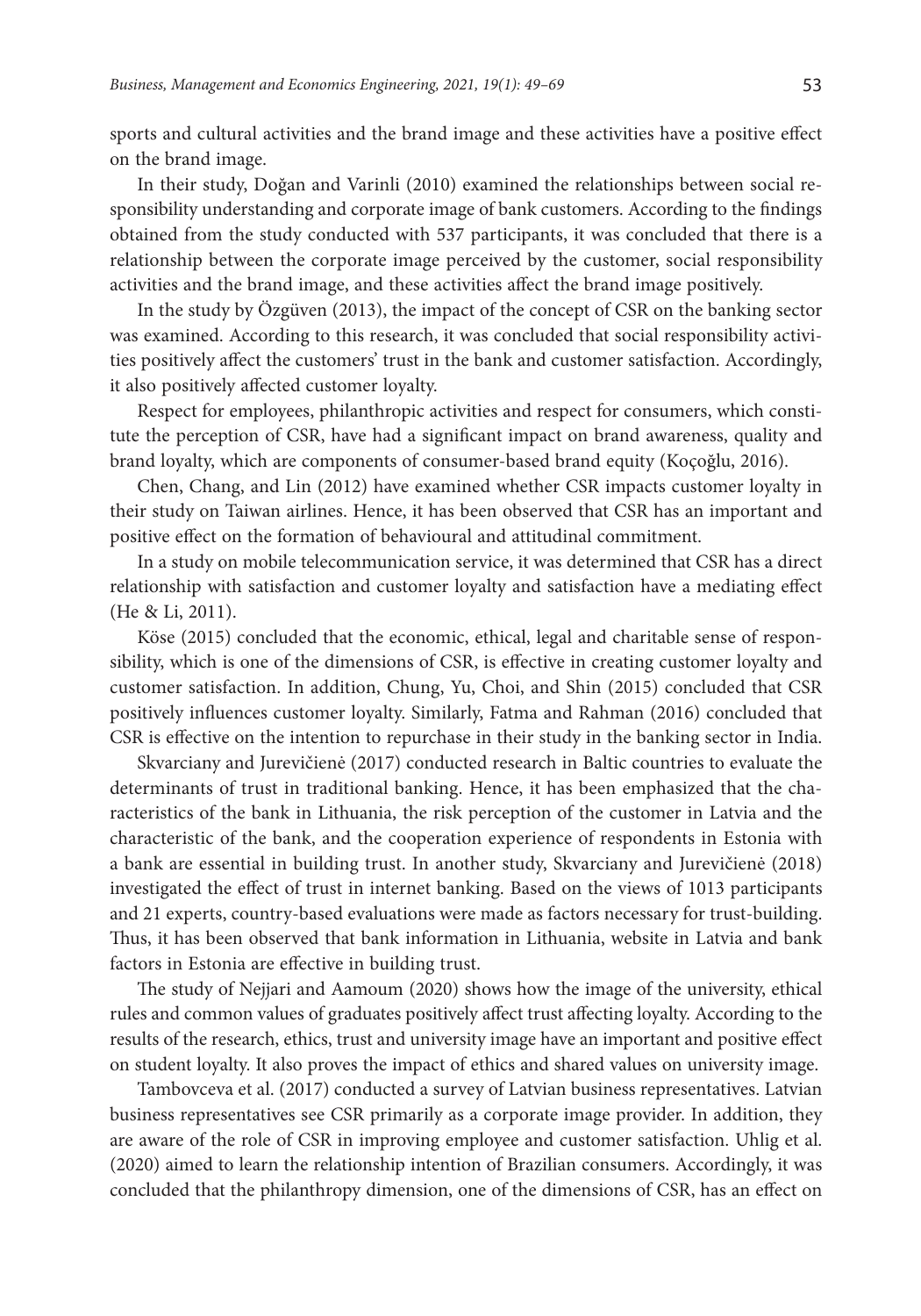sports and cultural activities and the brand image and these activities have a positive effect on the brand image.

In their study, Doğan and Varinli (2010) examined the relationships between social responsibility understanding and corporate image of bank customers. According to the findings obtained from the study conducted with 537 participants, it was concluded that there is a relationship between the corporate image perceived by the customer, social responsibility activities and the brand image, and these activities affect the brand image positively.

In the study by Özgüven (2013), the impact of the concept of CSR on the banking sector was examined. According to this research, it was concluded that social responsibility activities positively affect the customers' trust in the bank and customer satisfaction. Accordingly, it also positively affected customer loyalty.

Respect for employees, philanthropic activities and respect for consumers, which constitute the perception of CSR, have had a significant impact on brand awareness, quality and brand loyalty, which are components of consumer-based brand equity (Koçoğlu, 2016).

Chen, Chang, and Lin (2012) have examined whether CSR impacts customer loyalty in their study on Taiwan airlines. Hence, it has been observed that CSR has an important and positive effect on the formation of behavioural and attitudinal commitment.

In a study on mobile telecommunication service, it was determined that CSR has a direct relationship with satisfaction and customer loyalty and satisfaction have a mediating effect (He & Li, 2011).

Köse (2015) concluded that the economic, ethical, legal and charitable sense of responsibility, which is one of the dimensions of CSR, is effective in creating customer loyalty and customer satisfaction. In addition, Chung, Yu, Choi, and Shin (2015) concluded that CSR positively influences customer loyalty. Similarly, Fatma and Rahman (2016) concluded that CSR is effective on the intention to repurchase in their study in the banking sector in India.

Skvarciany and Jurevičienė (2017) conducted research in Baltic countries to evaluate the determinants of trust in traditional banking. Hence, it has been emphasized that the characteristics of the bank in Lithuania, the risk perception of the customer in Latvia and the characteristic of the bank, and the cooperation experience of respondents in Estonia with a bank are essential in building trust. In another study, Skvarciany and Jurevičienė (2018) investigated the effect of trust in internet banking. Based on the views of 1013 participants and 21 experts, country-based evaluations were made as factors necessary for trust-building. Thus, it has been observed that bank information in Lithuania, website in Latvia and bank factors in Estonia are effective in building trust.

The study of Nejjari and Aamoum (2020) shows how the image of the university, ethical rules and common values of graduates positively affect trust affecting loyalty. According to the results of the research, ethics, trust and university image have an important and positive effect on student loyalty. It also proves the impact of ethics and shared values on university image.

Tambovceva et al. (2017) conducted a survey of Latvian business representatives. Latvian business representatives see CSR primarily as a corporate image provider. In addition, they are aware of the role of CSR in improving employee and customer satisfaction. Uhlig et al. (2020) aimed to learn the relationship intention of Brazilian consumers. Accordingly, it was concluded that the philanthropy dimension, one of the dimensions of CSR, has an effect on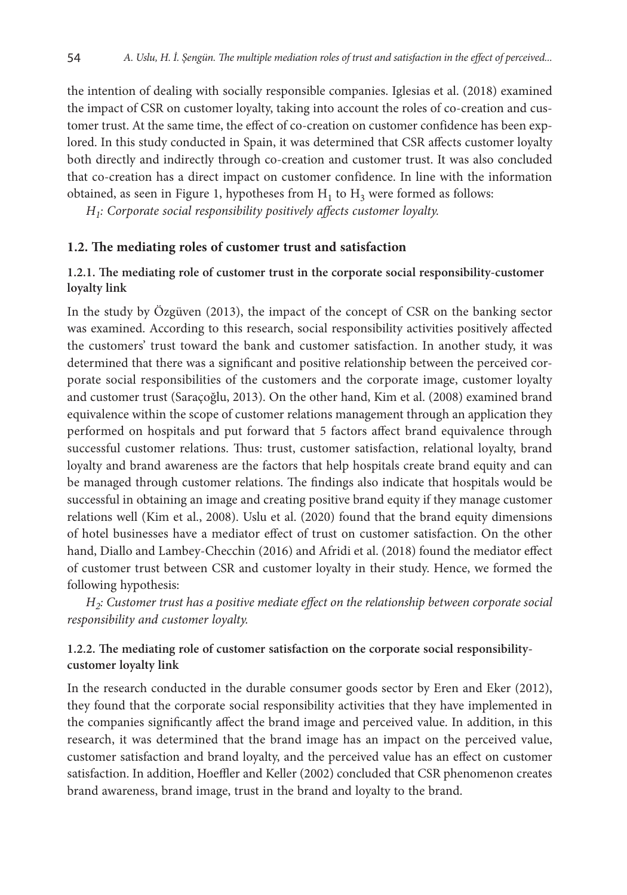the intention of dealing with socially responsible companies. Iglesias et al. (2018) examined the impact of CSR on customer loyalty, taking into account the roles of co-creation and customer trust. At the same time, the effect of co-creation on customer confidence has been explored. In this study conducted in Spain, it was determined that CSR affects customer loyalty both directly and indirectly through co-creation and customer trust. It was also concluded that co-creation has a direct impact on customer confidence. In line with the information obtained, as seen in Figure 1, hypotheses from $H_1$ to $H_3$ were formed as follows:

*$H_1$: Corporate social responsibility positively affects customer loyalty.*

### 1.2. The mediating roles of customer trust and satisfaction

#### 1.2.1. The mediating role of customer trust in the corporate social responsibility-customer loyalty link

In the study by Özgüven (2013), the impact of the concept of CSR on the banking sector was examined. According to this research, social responsibility activities positively affected the customers' trust toward the bank and customer satisfaction. In another study, it was determined that there was a significant and positive relationship between the perceived corporate social responsibilities of the customers and the corporate image, customer loyalty and customer trust (Saraçoğlu, 2013). On the other hand, Kim et al. (2008) examined brand equivalence within the scope of customer relations management through an application they performed on hospitals and put forward that 5 factors affect brand equivalence through successful customer relations. Thus: trust, customer satisfaction, relational loyalty, brand loyalty and brand awareness are the factors that help hospitals create brand equity and can be managed through customer relations. The findings also indicate that hospitals would be successful in obtaining an image and creating positive brand equity if they manage customer relations well (Kim et al., 2008). Uslu et al. (2020) found that the brand equity dimensions of hotel businesses have a mediator effect of trust on customer satisfaction. On the other hand, Diallo and Lambey-Checchin (2016) and Afridi et al. (2018) found the mediator effect of customer trust between CSR and customer loyalty in their study. Hence, we formed the following hypothesis:

*$H_2$: Customer trust has a positive mediate effect on the relationship between corporate social responsibility and customer loyalty.*

#### 1.2.2. The mediating role of customer satisfaction on the corporate social responsibility-customer loyalty link

In the research conducted in the durable consumer goods sector by Eren and Eker (2012), they found that the corporate social responsibility activities that they have implemented in the companies significantly affect the brand image and perceived value. In addition, in this research, it was determined that the brand image has an impact on the perceived value, customer satisfaction and brand loyalty, and the perceived value has an effect on customer satisfaction. In addition, Hoeffler and Keller (2002) concluded that CSR phenomenon creates brand awareness, brand image, trust in the brand and loyalty to the brand.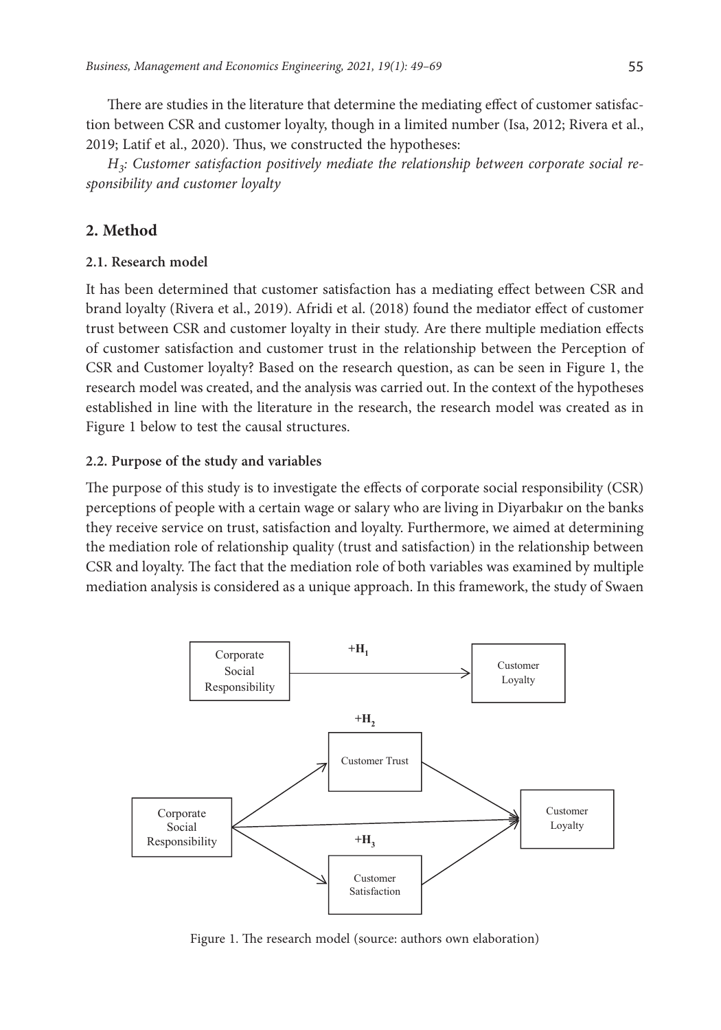There are studies in the literature that determine the mediating effect of customer satisfaction between CSR and customer loyalty, though in a limited number (Isa, 2012; Rivera et al., 2019; Latif et al., 2020). Thus, we constructed the hypotheses:

*$H_3$: Customer satisfaction positively mediate the relationship between corporate social responsibility and customer loyalty*

## 2. Method

### 2.1. Research model

It has been determined that customer satisfaction has a mediating effect between CSR and brand loyalty (Rivera et al., 2019). Afridi et al. (2018) found the mediator effect of customer trust between CSR and customer loyalty in their study. Are there multiple mediation effects of customer satisfaction and customer trust in the relationship between the Perception of CSR and Customer loyalty? Based on the research question, as can be seen in Figure 1, the research model was created, and the analysis was carried out. In the context of the hypotheses established in line with the literature in the research, the research model was created as in Figure 1 below to test the causal structures.

### 2.2. Purpose of the study and variables

The purpose of this study is to investigate the effects of corporate social responsibility (CSR) perceptions of people with a certain wage or salary who are living in Diyarbakır on the banks they receive service on trust, satisfaction and loyalty. Furthermore, we aimed at determining the mediation role of relationship quality (trust and satisfaction) in the relationship between CSR and loyalty. The fact that the mediation role of both variables was examined by multiple mediation analysis is considered as a unique approach. In this framework, the study of Swaen

Corporate Social Responsibility → (+$H_1$) → Customer Loyalty

Corporate Social Responsibility → Customer Trust (+$H_2$) → Customer Loyalty; Corporate Social Responsibility → Customer Loyalty; Corporate Social Responsibility → Customer Satisfaction (+$H_3$) → Customer Loyalty

Figure 1. The research model (source: authors own elaboration)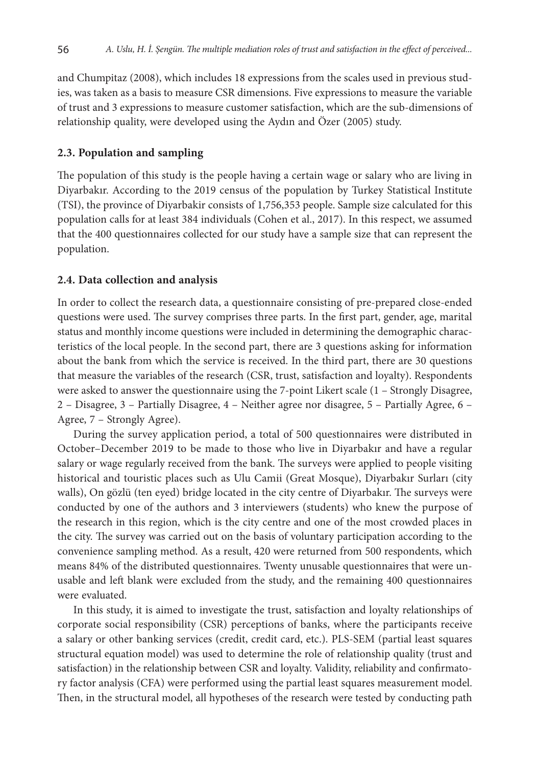and Chumpitaz (2008), which includes 18 expressions from the scales used in previous studies, was taken as a basis to measure CSR dimensions. Five expressions to measure the variable of trust and 3 expressions to measure customer satisfaction, which are the sub-dimensions of relationship quality, were developed using the Aydın and Özer (2005) study.

### 2.3. Population and sampling

The population of this study is the people having a certain wage or salary who are living in Diyarbakır. According to the 2019 census of the population by Turkey Statistical Institute (TSI), the province of Diyarbakir consists of 1,756,353 people. Sample size calculated for this population calls for at least 384 individuals (Cohen et al., 2017). In this respect, we assumed that the 400 questionnaires collected for our study have a sample size that can represent the population.

### 2.4. Data collection and analysis

In order to collect the research data, a questionnaire consisting of pre-prepared close-ended questions were used. The survey comprises three parts. In the first part, gender, age, marital status and monthly income questions were included in determining the demographic characteristics of the local people. In the second part, there are 3 questions asking for information about the bank from which the service is received. In the third part, there are 30 questions that measure the variables of the research (CSR, trust, satisfaction and loyalty). Respondents were asked to answer the questionnaire using the 7-point Likert scale (1 – Strongly Disagree, 2 – Disagree, 3 – Partially Disagree, 4 – Neither agree nor disagree, 5 – Partially Agree, 6 – Agree, 7 – Strongly Agree).

During the survey application period, a total of 500 questionnaires were distributed in October–December 2019 to be made to those who live in Diyarbakır and have a regular salary or wage regularly received from the bank. The surveys were applied to people visiting historical and touristic places such as Ulu Camii (Great Mosque), Diyarbakır Surları (city walls), On gözlü (ten eyed) bridge located in the city centre of Diyarbakır. The surveys were conducted by one of the authors and 3 interviewers (students) who knew the purpose of the research in this region, which is the city centre and one of the most crowded places in the city. The survey was carried out on the basis of voluntary participation according to the convenience sampling method. As a result, 420 were returned from 500 respondents, which means 84% of the distributed questionnaires. Twenty unusable questionnaires that were unusable and left blank were excluded from the study, and the remaining 400 questionnaires were evaluated.

In this study, it is aimed to investigate the trust, satisfaction and loyalty relationships of corporate social responsibility (CSR) perceptions of banks, where the participants receive a salary or other banking services (credit, credit card, etc.). PLS-SEM (partial least squares structural equation model) was used to determine the role of relationship quality (trust and satisfaction) in the relationship between CSR and loyalty. Validity, reliability and confirmatory factor analysis (CFA) were performed using the partial least squares measurement model. Then, in the structural model, all hypotheses of the research were tested by conducting path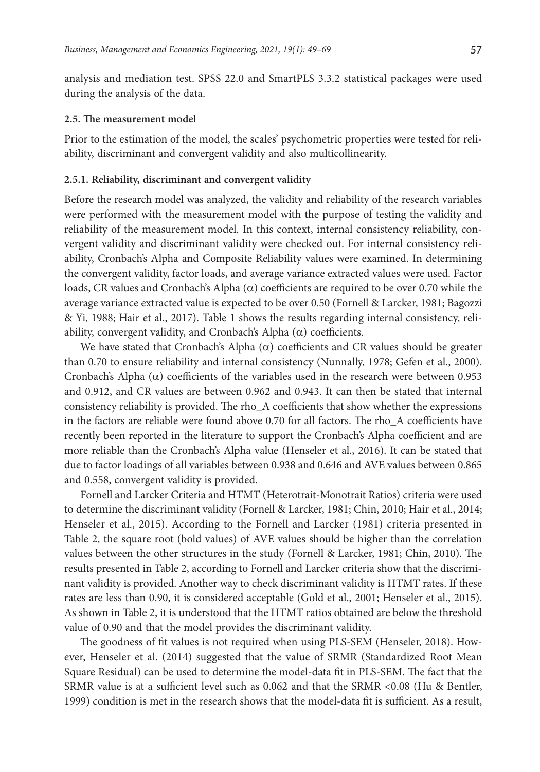analysis and mediation test. SPSS 22.0 and SmartPLS 3.3.2 statistical packages were used during the analysis of the data.

### 2.5. The measurement model

Prior to the estimation of the model, the scales' psychometric properties were tested for reliability, discriminant and convergent validity and also multicollinearity.

#### 2.5.1. Reliability, discriminant and convergent validity

Before the research model was analyzed, the validity and reliability of the research variables were performed with the measurement model with the purpose of testing the validity and reliability of the measurement model. In this context, internal consistency reliability, convergent validity and discriminant validity were checked out. For internal consistency reliability, Cronbach's Alpha and Composite Reliability values were examined. In determining the convergent validity, factor loads, and average variance extracted values were used. Factor loads, CR values and Cronbach's Alpha ($\alpha$) coefficients are required to be over 0.70 while the average variance extracted value is expected to be over 0.50 (Fornell & Larcker, 1981; Bagozzi & Yi, 1988; Hair et al., 2017). Table 1 shows the results regarding internal consistency, reliability, convergent validity, and Cronbach's Alpha ($\alpha$) coefficients.

We have stated that Cronbach's Alpha ($\alpha$) coefficients and CR values should be greater than 0.70 to ensure reliability and internal consistency (Nunnally, 1978; Gefen et al., 2000). Cronbach's Alpha ($\alpha$) coefficients of the variables used in the research were between 0.953 and 0.912, and CR values are between 0.962 and 0.943. It can then be stated that internal consistency reliability is provided. The rho_A coefficients that show whether the expressions in the factors are reliable were found above 0.70 for all factors. The rho_A coefficients have recently been reported in the literature to support the Cronbach's Alpha coefficient and are more reliable than the Cronbach's Alpha value (Henseler et al., 2016). It can be stated that due to factor loadings of all variables between 0.938 and 0.646 and AVE values between 0.865 and 0.558, convergent validity is provided.

Fornell and Larcker Criteria and HTMT (Heterotrait-Monotrait Ratios) criteria were used to determine the discriminant validity (Fornell & Larcker, 1981; Chin, 2010; Hair et al., 2014; Henseler et al., 2015). According to the Fornell and Larcker (1981) criteria presented in Table 2, the square root (bold values) of AVE values should be higher than the correlation values between the other structures in the study (Fornell & Larcker, 1981; Chin, 2010). The results presented in Table 2, according to Fornell and Larcker criteria show that the discriminant validity is provided. Another way to check discriminant validity is HTMT rates. If these rates are less than 0.90, it is considered acceptable (Gold et al., 2001; Henseler et al., 2015). As shown in Table 2, it is understood that the HTMT ratios obtained are below the threshold value of 0.90 and that the model provides the discriminant validity.

The goodness of fit values is not required when using PLS-SEM (Henseler, 2018). However, Henseler et al. (2014) suggested that the value of SRMR (Standardized Root Mean Square Residual) can be used to determine the model-data fit in PLS-SEM. The fact that the SRMR value is at a sufficient level such as 0.062 and that the SRMR <0.08 (Hu & Bentler, 1999) condition is met in the research shows that the model-data fit is sufficient. As a result,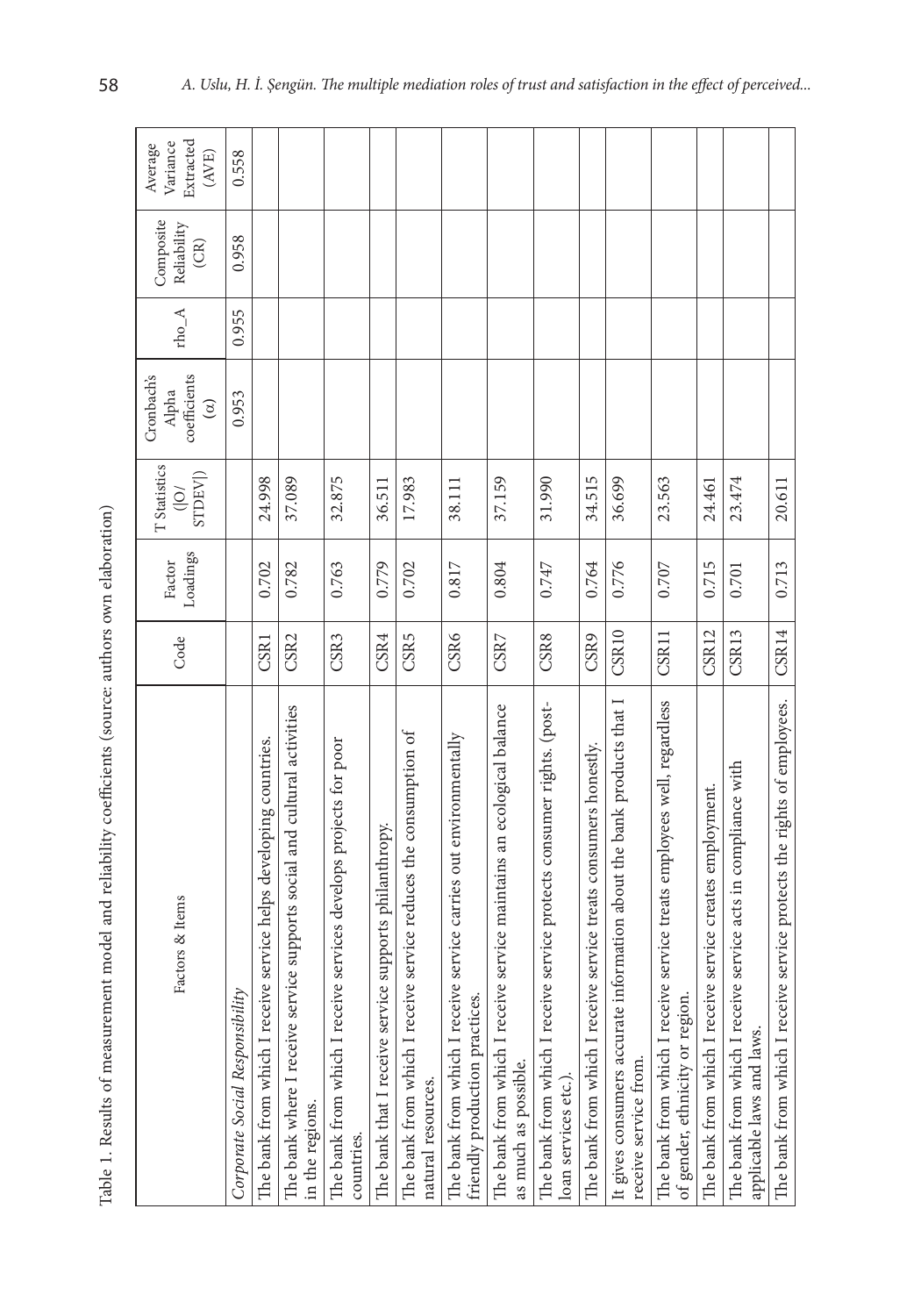Table 1. Results of measurement model and reliability coefficients (source: authors own elaboration)

| Factors & Items | Code | Factor Loadings | T Statistics (\|O/STDEV\|) | Cronbach's Alpha coefficients (α) | rho_A | Composite Reliability (CR) | Average Variance Extracted (AVE) |
|---|---|---|---|---|---|---|---|
| *Corporate Social Responsibility* | | | | 0.953 | 0.955 | 0.958 | 0.558 |
| The bank from which I receive service helps developing countries. | CSR1 | 0.702 | 24.998 | | | | |
| The bank where I receive service supports social and cultural activities in the regions. | CSR2 | 0.782 | 37.089 | | | | |
| The bank from which I receive services develops projects for poor countries. | CSR3 | 0.763 | 32.875 | | | | |
| The bank that I receive service supports philanthropy. | CSR4 | 0.779 | 36.511 | | | | |
| The bank from which I receive service reduces the consumption of natural resources. | CSR5 | 0.702 | 17.983 | | | | |
| The bank from which I receive service carries out environmentally friendly production practices. | CSR6 | 0.817 | 38.111 | | | | |
| The bank from which I receive service maintains an ecological balance as much as possible. | CSR7 | 0.804 | 37.159 | | | | |
| The bank from which I receive service protects consumer rights. (post-loan services etc.). | CSR8 | 0.747 | 31.990 | | | | |
| The bank from which I receive service treats consumers honestly. | CSR9 | 0.764 | 34.515 | | | | |
| It gives consumers accurate information about the bank products that I receive service from. | CSR10 | 0.776 | 36.699 | | | | |
| The bank from which I receive service treats employees well, regardless of gender, ethnicity or region. | CSR11 | 0.707 | 23.563 | | | | |
| The bank from which I receive service creates employment. | CSR12 | 0.715 | 24.461 | | | | |
| The bank from which I receive service acts in compliance with applicable laws and laws. | CSR13 | 0.701 | 23.474 | | | | |
| The bank from which I receive service protects the rights of employees. | CSR14 | 0.713 | 20.611 | | | | |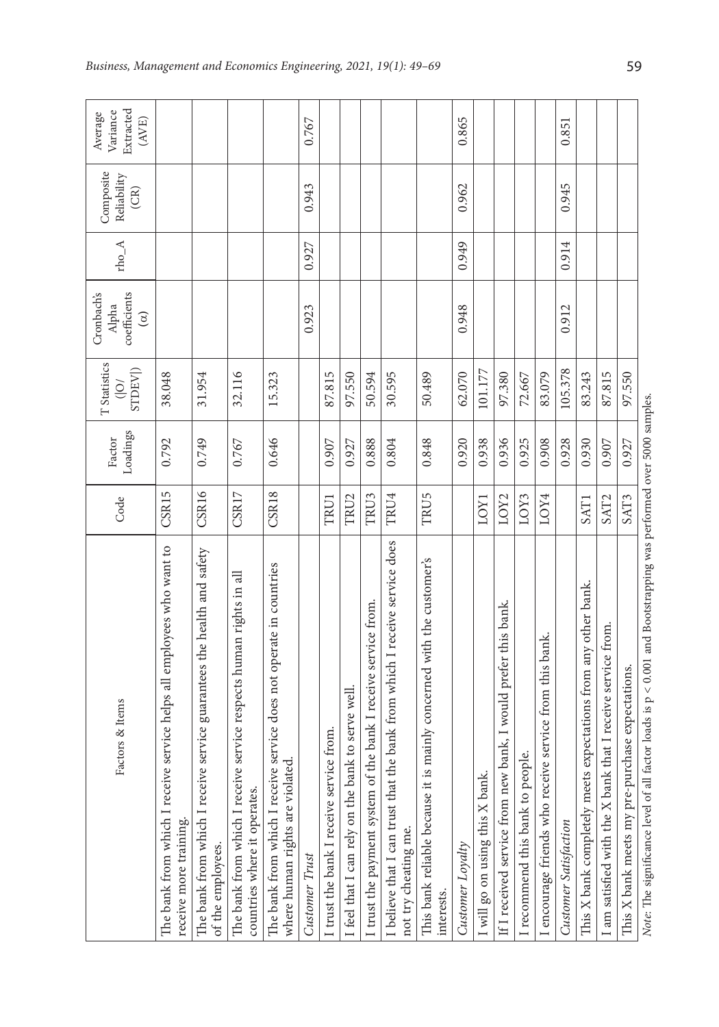| Factors & Items | Code | Factor Loadings | T Statistics (\|O/STDEV\|) | Cronbach's Alpha coefficients (α) | rho_A | Composite Reliability (CR) | Average Variance Extracted (AVE) |
|---|---|---|---|---|---|---|---|
| The bank from which I receive service helps all employees who want to receive more training. | CSR15 | 0.792 | 38.048 | | | | |
| The bank from which I receive service guarantees the health and safety of the employees. | CSR16 | 0.749 | 31.954 | | | | |
| The bank from which I receive service respects human rights in all countries where it operates. | CSR17 | 0.767 | 32.116 | | | | |
| The bank from which I receive service does not operate in countries where human rights are violated. | CSR18 | 0.646 | 15.323 | | | | |
| *Customer Trust* | | | | 0.923 | 0.927 | 0.943 | 0.767 |
| I trust the bank I receive service from. | TRU1 | 0.907 | 87.815 | | | | |
| I feel that I can rely on the bank to serve well. | TRU2 | 0.927 | 97.550 | | | | |
| I trust the payment system of the bank I receive service from. | TRU3 | 0.888 | 50.594 | | | | |
| I believe that I can trust that the bank from which I receive service does not try cheating me. | TRU4 | 0.804 | 30.595 | | | | |
| This bank reliable because it is mainly concerned with the customer's interests. | TRU5 | 0.848 | 50.489 | | | | |
| *Customer Loyalty* | | 0.920 | 62.070 | 0.948 | 0.949 | 0.962 | 0.865 |
| I will go on using this X bank. | LOY1 | 0.938 | 101.177 | | | | |
| If I received service from new bank, I would prefer this bank. | LOY2 | 0.936 | 97.380 | | | | |
| I recommend this bank to people. | LOY3 | 0.925 | 72.667 | | | | |
| I encourage friends who receive service from this bank. | LOY4 | 0.908 | 83.079 | | | | |
| *Customer Satisfaction* | | 0.928 | 105.378 | 0.912 | 0.914 | 0.945 | 0.851 |
| This X bank completely meets expectations from any other bank. | SAT1 | 0.930 | 83.243 | | | | |
| I am satisfied with the X bank that I receive service from. | SAT2 | 0.907 | 87.815 | | | | |
| This X bank meets my pre-purchase expectations. | SAT3 | 0.927 | 97.550 | | | | |

*Note*: The significance level of all factor loads is $p < 0.001$ and Bootstrapping was performed over 5000 samples.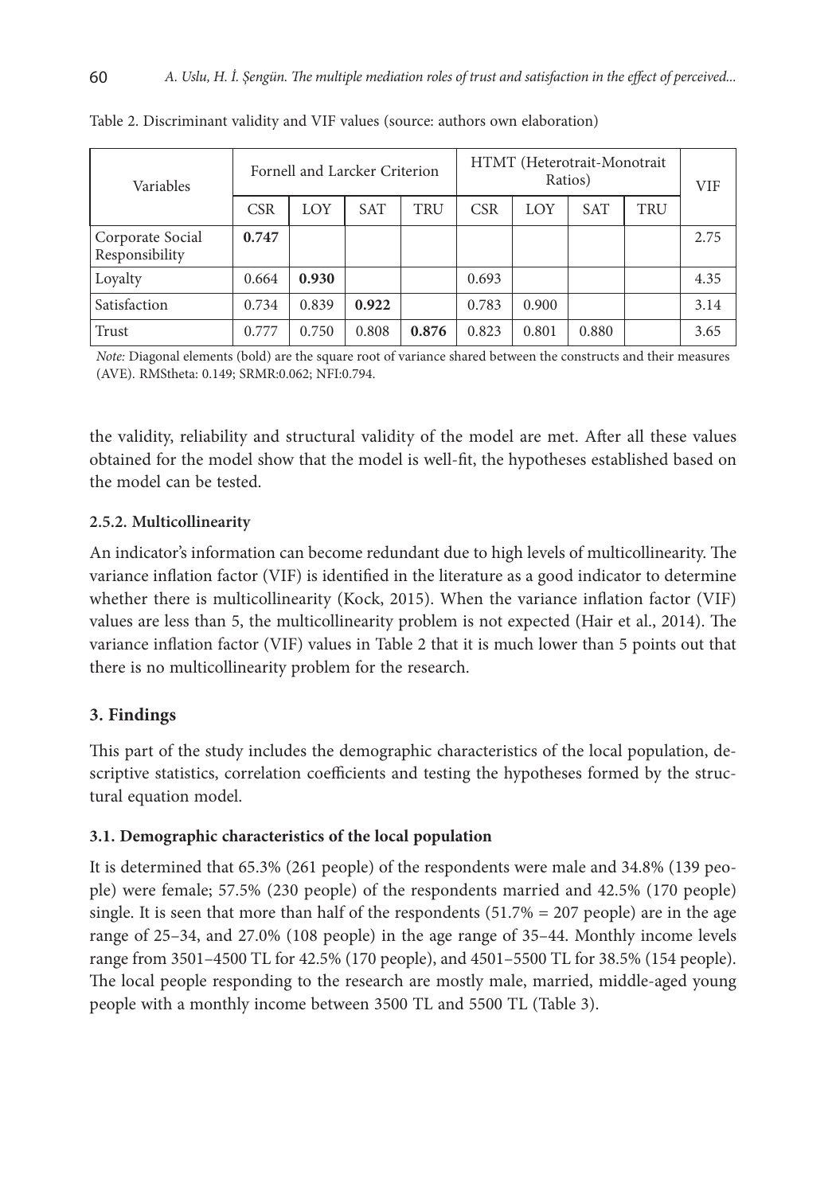Table 2. Discriminant validity and VIF values (source: authors own elaboration)

| Variables | Fornell and Larcker Criterion | | | | HTMT (Heterotrait-Monotrait Ratios) | | | | VIF |
|---|---|---|---|---|---|---|---|---|---|
| | CSR | LOY | SAT | TRU | CSR | LOY | SAT | TRU | |
| Corporate Social Responsibility | **0.747** | | | | | | | | 2.75 |
| Loyalty | 0.664 | **0.930** | | | 0.693 | | | | 4.35 |
| Satisfaction | 0.734 | 0.839 | **0.922** | | 0.783 | 0.900 | | | 3.14 |
| Trust | 0.777 | 0.750 | 0.808 | **0.876** | 0.823 | 0.801 | 0.880 | | 3.65 |

*Note:* Diagonal elements (bold) are the square root of variance shared between the constructs and their measures (AVE). RMStheta: 0.149; SRMR:0.062; NFI:0.794.

the validity, reliability and structural validity of the model are met. After all these values obtained for the model show that the model is well-fit, the hypotheses established based on the model can be tested.

#### 2.5.2. Multicollinearity

An indicator's information can become redundant due to high levels of multicollinearity. The variance inflation factor (VIF) is identified in the literature as a good indicator to determine whether there is multicollinearity (Kock, 2015). When the variance inflation factor (VIF) values are less than 5, the multicollinearity problem is not expected (Hair et al., 2014). The variance inflation factor (VIF) values in Table 2 that it is much lower than 5 points out that there is no multicollinearity problem for the research.

## 3. Findings

This part of the study includes the demographic characteristics of the local population, descriptive statistics, correlation coefficients and testing the hypotheses formed by the structural equation model.

### 3.1. Demographic characteristics of the local population

It is determined that 65.3% (261 people) of the respondents were male and 34.8% (139 people) were female; 57.5% (230 people) of the respondents married and 42.5% (170 people) single. It is seen that more than half of the respondents (51.7% = 207 people) are in the age range of 25–34, and 27.0% (108 people) in the age range of 35–44. Monthly income levels range from 3501–4500 TL for 42.5% (170 people), and 4501–5500 TL for 38.5% (154 people). The local people responding to the research are mostly male, married, middle-aged young people with a monthly income between 3500 TL and 5500 TL (Table 3).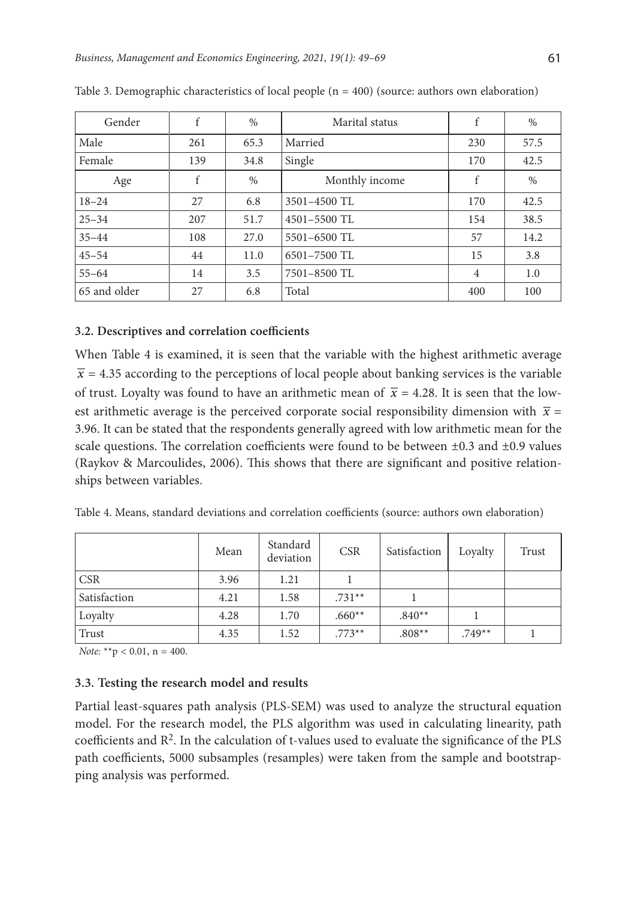Table 3. Demographic characteristics of local people (n = 400) (source: authors own elaboration)

| Gender | f | % | Marital status | f | % |
|---|---|---|---|---|---|
| Male | 261 | 65.3 | Married | 230 | 57.5 |
| Female | 139 | 34.8 | Single | 170 | 42.5 |
| Age | f | % | Monthly income | f | % |
| 18–24 | 27 | 6.8 | 3501–4500 TL | 170 | 42.5 |
| 25–34 | 207 | 51.7 | 4501–5500 TL | 154 | 38.5 |
| 35–44 | 108 | 27.0 | 5501–6500 TL | 57 | 14.2 |
| 45–54 | 44 | 11.0 | 6501–7500 TL | 15 | 3.8 |
| 55–64 | 14 | 3.5 | 7501–8500 TL | 4 | 1.0 |
| 65 and older | 27 | 6.8 | Total | 400 | 100 |

### 3.2. Descriptives and correlation coefficients

When Table 4 is examined, it is seen that the variable with the highest arithmetic average $\overline{x} = 4.35$ according to the perceptions of local people about banking services is the variable of trust. Loyalty was found to have an arithmetic mean of $\overline{x} = 4.28$. It is seen that the lowest arithmetic average is the perceived corporate social responsibility dimension with $\overline{x} = 3.96$. It can be stated that the respondents generally agreed with low arithmetic mean for the scale questions. The correlation coefficients were found to be between ±0.3 and ±0.9 values (Raykov & Marcoulides, 2006). This shows that there are significant and positive relationships between variables.

Table 4. Means, standard deviations and correlation coefficients (source: authors own elaboration)

| | Mean | Standard deviation | CSR | Satisfaction | Loyalty | Trust |
|---|---|---|---|---|---|---|
| CSR | 3.96 | 1.21 | 1 | | | |
| Satisfaction | 4.21 | 1.58 | .731** | 1 | | |
| Loyalty | 4.28 | 1.70 | .660** | .840** | 1 | |
| Trust | 4.35 | 1.52 | .773** | .808** | .749** | 1 |

*Note:* $^{**}p < 0.01$, n = 400.

### 3.3. Testing the research model and results

Partial least-squares path analysis (PLS-SEM) was used to analyze the structural equation model. For the research model, the PLS algorithm was used in calculating linearity, path coefficients and $R^2$. In the calculation of t-values used to evaluate the significance of the PLS path coefficients, 5000 subsamples (resamples) were taken from the sample and bootstrapping analysis was performed.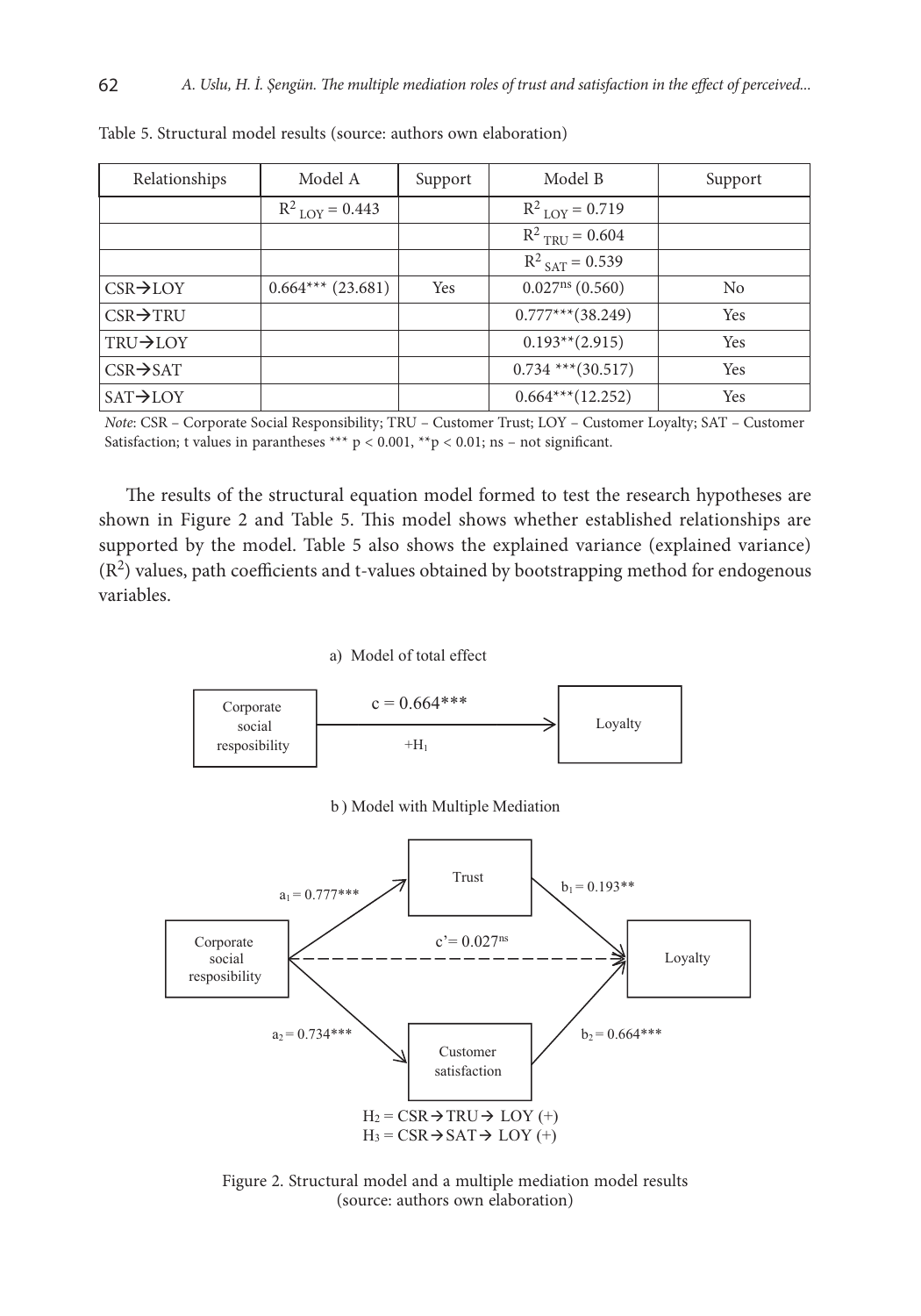Table 5. Structural model results (source: authors own elaboration)

| Relationships | Model A | Support | Model B | Support |
|---|---|---|---|---|
| | $R^2_{LOY} = 0.443$ | | $R^2_{LOY} = 0.719$ | |
| | | | $R^2_{TRU} = 0.604$ | |
| | | | $R^2_{SAT} = 0.539$ | |
| CSR→LOY | 0.664*** (23.681) | Yes | $0.027^{ns}$ (0.560) | No |
| CSR→TRU | | | 0.777***(38.249) | Yes |
| TRU→LOY | | | 0.193**(2.915) | Yes |
| CSR→SAT | | | 0.734 ***(30.517) | Yes |
| SAT→LOY | | | 0.664***(12.252) | Yes |

*Note*: CSR – Corporate Social Responsibility; TRU – Customer Trust; LOY – Customer Loyalty; SAT – Customer Satisfaction; t values in parantheses *** $p < 0.001$, **$p < 0.01$; ns – not significant.

The results of the structural equation model formed to test the research hypotheses are shown in Figure 2 and Table 5. This model shows whether established relationships are supported by the model. Table 5 also shows the explained variance (explained variance) ($R^2$) values, path coefficients and t-values obtained by bootstrapping method for endogenous variables.

a) Model of total effect

Corporate social resposibility → Loyalty: c = 0.664***, $+H_1$

b) Model with Multiple Mediation

Corporate social resposibility → Trust: $a_1 = 0.777$***; Trust → Loyalty: $b_1 = 0.193$**

Corporate social resposibility → Loyalty: $c' = 0.027^{ns}$

Corporate social resposibility → Customer satisfaction: $a_2 = 0.734$***; Customer satisfaction → Loyalty: $b_2 = 0.664$***

$H_2$ = CSR → TRU → LOY (+)
$H_3$ = CSR → SAT → LOY (+)

Figure 2. Structural model and a multiple mediation model results (source: authors own elaboration)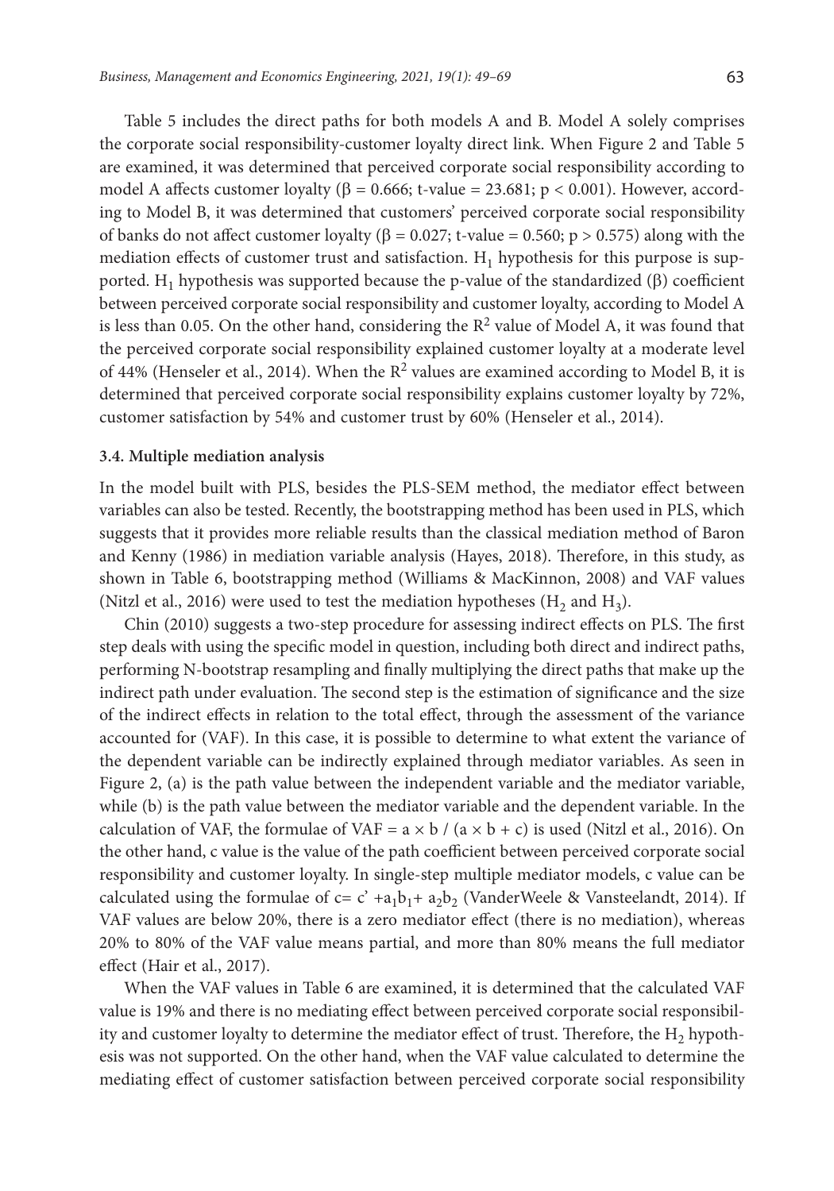Table 5 includes the direct paths for both models A and B. Model A solely comprises the corporate social responsibility-customer loyalty direct link. When Figure 2 and Table 5 are examined, it was determined that perceived corporate social responsibility according to model A affects customer loyalty ($\beta = 0.666$; t-value = 23.681; $p < 0.001$). However, according to Model B, it was determined that customers' perceived corporate social responsibility of banks do not affect customer loyalty ($\beta = 0.027$; t-value = 0.560; $p > 0.575$) along with the mediation effects of customer trust and satisfaction. $H_1$ hypothesis for this purpose is supported. $H_1$ hypothesis was supported because the p-value of the standardized ($\beta$) coefficient between perceived corporate social responsibility and customer loyalty, according to Model A is less than 0.05. On the other hand, considering the $R^2$ value of Model A, it was found that the perceived corporate social responsibility explained customer loyalty at a moderate level of 44% (Henseler et al., 2014). When the $R^2$ values are examined according to Model B, it is determined that perceived corporate social responsibility explains customer loyalty by 72%, customer satisfaction by 54% and customer trust by 60% (Henseler et al., 2014).

### 3.4. Multiple mediation analysis

In the model built with PLS, besides the PLS-SEM method, the mediator effect between variables can also be tested. Recently, the bootstrapping method has been used in PLS, which suggests that it provides more reliable results than the classical mediation method of Baron and Kenny (1986) in mediation variable analysis (Hayes, 2018). Therefore, in this study, as shown in Table 6, bootstrapping method (Williams & MacKinnon, 2008) and VAF values (Nitzl et al., 2016) were used to test the mediation hypotheses ($H_2$ and $H_3$).

Chin (2010) suggests a two-step procedure for assessing indirect effects on PLS. The first step deals with using the specific model in question, including both direct and indirect paths, performing N-bootstrap resampling and finally multiplying the direct paths that make up the indirect path under evaluation. The second step is the estimation of significance and the size of the indirect effects in relation to the total effect, through the assessment of the variance accounted for (VAF). In this case, it is possible to determine to what extent the variance of the dependent variable can be indirectly explained through mediator variables. As seen in Figure 2, (a) is the path value between the independent variable and the mediator variable, while (b) is the path value between the mediator variable and the dependent variable. In the calculation of VAF, the formulae of $VAF = a \times b / (a \times b + c)$ is used (Nitzl et al., 2016). On the other hand, c value is the value of the path coefficient between perceived corporate social responsibility and customer loyalty. In single-step multiple mediator models, c value can be calculated using the formulae of $c = c' + a_1b_1 + a_2b_2$ (VanderWeele & Vansteelandt, 2014). If VAF values are below 20%, there is a zero mediator effect (there is no mediation), whereas 20% to 80% of the VAF value means partial, and more than 80% means the full mediator effect (Hair et al., 2017).

When the VAF values in Table 6 are examined, it is determined that the calculated VAF value is 19% and there is no mediating effect between perceived corporate social responsibility and customer loyalty to determine the mediator effect of trust. Therefore, the $H_2$ hypothesis was not supported. On the other hand, when the VAF value calculated to determine the mediating effect of customer satisfaction between perceived corporate social responsibility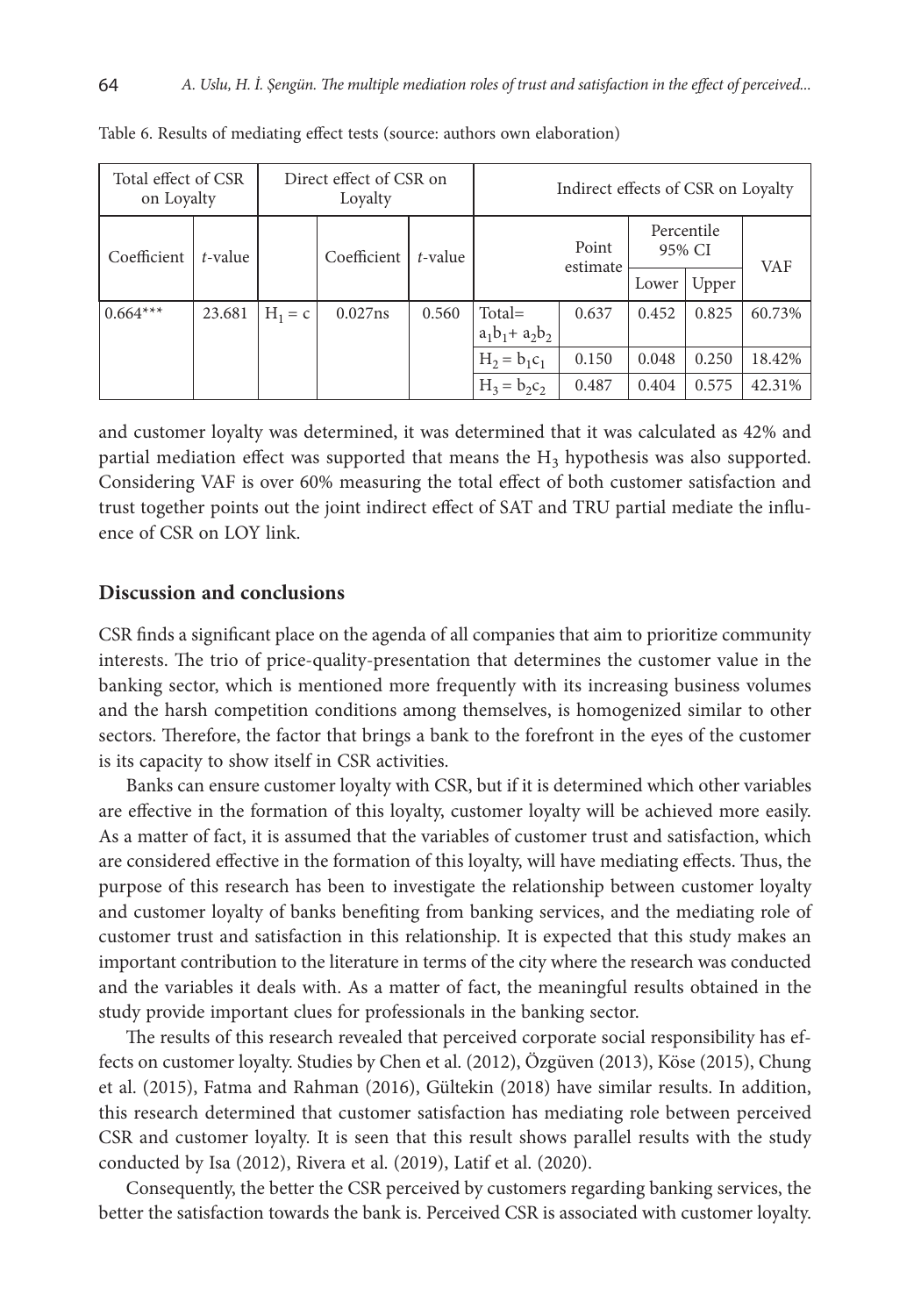Table 6. Results of mediating effect tests (source: authors own elaboration)

| Total effect of CSR on Loyalty | | Direct effect of CSR on Loyalty | | | Indirect effects of CSR on Loyalty | | | | |
|---|---|---|---|---|---|---|---|---|---|
| Coefficient | *t*-value | | Coefficient | *t*-value | | Point estimate | Percentile 95% CI | | VAF |
| | | | | | | | Lower | Upper | |
| 0.664*** | 23.681 | $H_1 = c$ | 0.027ns | 0.560 | Total= $a_1b_1 + a_2b_2$ | 0.637 | 0.452 | 0.825 | 60.73% |
| | | | | | $H_2 = b_1c_1$ | 0.150 | 0.048 | 0.250 | 18.42% |
| | | | | | $H_3 = b_2c_2$ | 0.487 | 0.404 | 0.575 | 42.31% |

and customer loyalty was determined, it was determined that it was calculated as 42% and partial mediation effect was supported that means the $H_3$ hypothesis was also supported. Considering VAF is over 60% measuring the total effect of both customer satisfaction and trust together points out the joint indirect effect of SAT and TRU partial mediate the influence of CSR on LOY link.

## Discussion and conclusions

CSR finds a significant place on the agenda of all companies that aim to prioritize community interests. The trio of price-quality-presentation that determines the customer value in the banking sector, which is mentioned more frequently with its increasing business volumes and the harsh competition conditions among themselves, is homogenized similar to other sectors. Therefore, the factor that brings a bank to the forefront in the eyes of the customer is its capacity to show itself in CSR activities.

Banks can ensure customer loyalty with CSR, but if it is determined which other variables are effective in the formation of this loyalty, customer loyalty will be achieved more easily. As a matter of fact, it is assumed that the variables of customer trust and satisfaction, which are considered effective in the formation of this loyalty, will have mediating effects. Thus, the purpose of this research has been to investigate the relationship between customer loyalty and customer loyalty of banks benefiting from banking services, and the mediating role of customer trust and satisfaction in this relationship. It is expected that this study makes an important contribution to the literature in terms of the city where the research was conducted and the variables it deals with. As a matter of fact, the meaningful results obtained in the study provide important clues for professionals in the banking sector.

The results of this research revealed that perceived corporate social responsibility has effects on customer loyalty. Studies by Chen et al. (2012), Özgüven (2013), Köse (2015), Chung et al. (2015), Fatma and Rahman (2016), Gültekin (2018) have similar results. In addition, this research determined that customer satisfaction has mediating role between perceived CSR and customer loyalty. It is seen that this result shows parallel results with the study conducted by Isa (2012), Rivera et al. (2019), Latif et al. (2020).

Consequently, the better the CSR perceived by customers regarding banking services, the better the satisfaction towards the bank is. Perceived CSR is associated with customer loyalty.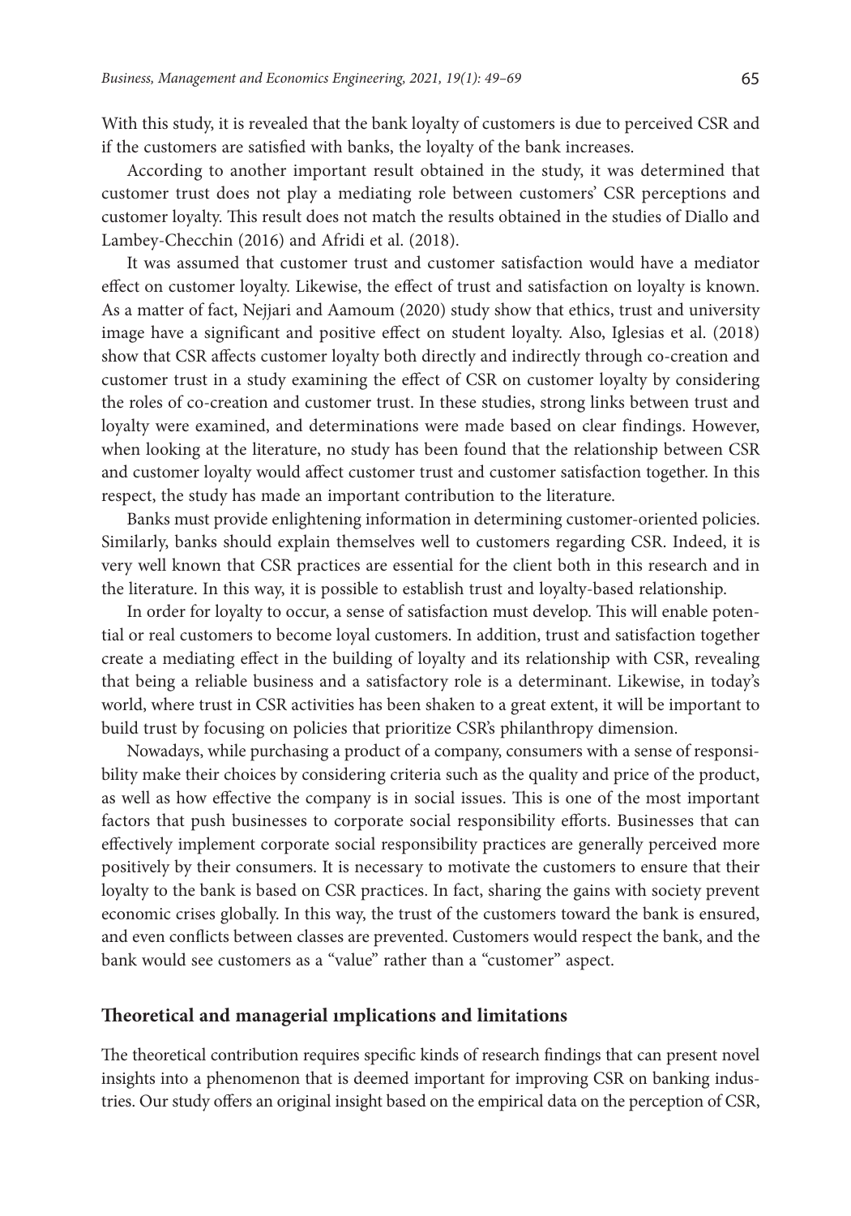With this study, it is revealed that the bank loyalty of customers is due to perceived CSR and if the customers are satisfied with banks, the loyalty of the bank increases.

According to another important result obtained in the study, it was determined that customer trust does not play a mediating role between customers' CSR perceptions and customer loyalty. This result does not match the results obtained in the studies of Diallo and Lambey-Checchin (2016) and Afridi et al. (2018).

It was assumed that customer trust and customer satisfaction would have a mediator effect on customer loyalty. Likewise, the effect of trust and satisfaction on loyalty is known. As a matter of fact, Nejjari and Aamoum (2020) study show that ethics, trust and university image have a significant and positive effect on student loyalty. Also, Iglesias et al. (2018) show that CSR affects customer loyalty both directly and indirectly through co-creation and customer trust in a study examining the effect of CSR on customer loyalty by considering the roles of co-creation and customer trust. In these studies, strong links between trust and loyalty were examined, and determinations were made based on clear findings. However, when looking at the literature, no study has been found that the relationship between CSR and customer loyalty would affect customer trust and customer satisfaction together. In this respect, the study has made an important contribution to the literature.

Banks must provide enlightening information in determining customer-oriented policies. Similarly, banks should explain themselves well to customers regarding CSR. Indeed, it is very well known that CSR practices are essential for the client both in this research and in the literature. In this way, it is possible to establish trust and loyalty-based relationship.

In order for loyalty to occur, a sense of satisfaction must develop. This will enable potential or real customers to become loyal customers. In addition, trust and satisfaction together create a mediating effect in the building of loyalty and its relationship with CSR, revealing that being a reliable business and a satisfactory role is a determinant. Likewise, in today's world, where trust in CSR activities has been shaken to a great extent, it will be important to build trust by focusing on policies that prioritize CSR's philanthropy dimension.

Nowadays, while purchasing a product of a company, consumers with a sense of responsibility make their choices by considering criteria such as the quality and price of the product, as well as how effective the company is in social issues. This is one of the most important factors that push businesses to corporate social responsibility efforts. Businesses that can effectively implement corporate social responsibility practices are generally perceived more positively by their consumers. It is necessary to motivate the customers to ensure that their loyalty to the bank is based on CSR practices. In fact, sharing the gains with society prevent economic crises globally. In this way, the trust of the customers toward the bank is ensured, and even conflicts between classes are prevented. Customers would respect the bank, and the bank would see customers as a "value" rather than a "customer" aspect.

## Theoretical and managerial ımplications and limitations

The theoretical contribution requires specific kinds of research findings that can present novel insights into a phenomenon that is deemed important for improving CSR on banking industries. Our study offers an original insight based on the empirical data on the perception of CSR,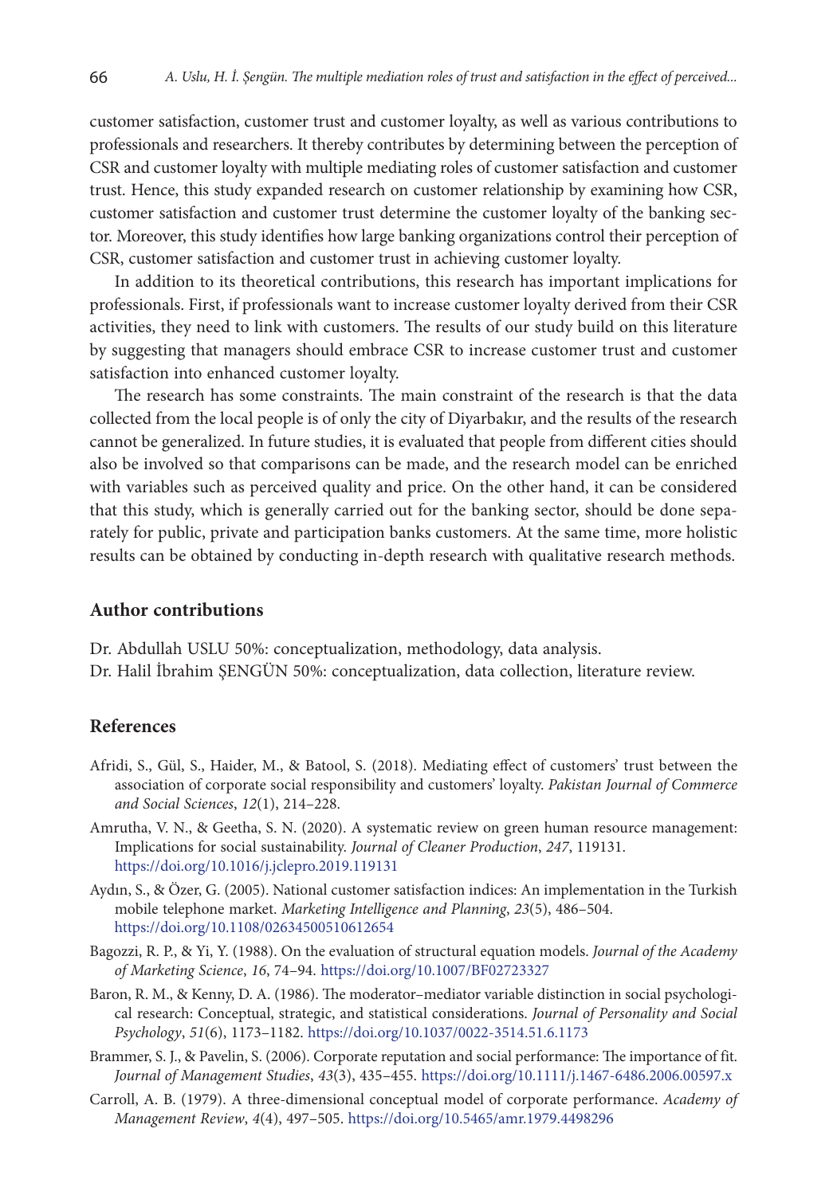customer satisfaction, customer trust and customer loyalty, as well as various contributions to professionals and researchers. It thereby contributes by determining between the perception of CSR and customer loyalty with multiple mediating roles of customer satisfaction and customer trust. Hence, this study expanded research on customer relationship by examining how CSR, customer satisfaction and customer trust determine the customer loyalty of the banking sector. Moreover, this study identifies how large banking organizations control their perception of CSR, customer satisfaction and customer trust in achieving customer loyalty.

In addition to its theoretical contributions, this research has important implications for professionals. First, if professionals want to increase customer loyalty derived from their CSR activities, they need to link with customers. The results of our study build on this literature by suggesting that managers should embrace CSR to increase customer trust and customer satisfaction into enhanced customer loyalty.

The research has some constraints. The main constraint of the research is that the data collected from the local people is of only the city of Diyarbakır, and the results of the research cannot be generalized. In future studies, it is evaluated that people from different cities should also be involved so that comparisons can be made, and the research model can be enriched with variables such as perceived quality and price. On the other hand, it can be considered that this study, which is generally carried out for the banking sector, should be done separately for public, private and participation banks customers. At the same time, more holistic results can be obtained by conducting in-depth research with qualitative research methods.

## Author contributions

Dr. Abdullah USLU 50%: conceptualization, methodology, data analysis.
Dr. Halil İbrahim ŞENGÜN 50%: conceptualization, data collection, literature review.

## References

Afridi, S., Gül, S., Haider, M., & Batool, S. (2018). Mediating effect of customers' trust between the association of corporate social responsibility and customers' loyalty. *Pakistan Journal of Commerce and Social Sciences*, *12*(1), 214–228.

Amrutha, V. N., & Geetha, S. N. (2020). A systematic review on green human resource management: Implications for social sustainability. *Journal of Cleaner Production*, *247*, 119131. https://doi.org/10.1016/j.jclepro.2019.119131

Aydın, S., & Özer, G. (2005). National customer satisfaction indices: An implementation in the Turkish mobile telephone market. *Marketing Intelligence and Planning*, *23*(5), 486–504. https://doi.org/10.1108/02634500510612654

Bagozzi, R. P., & Yi, Y. (1988). On the evaluation of structural equation models. *Journal of the Academy of Marketing Science*, *16*, 74–94. https://doi.org/10.1007/BF02723327

Baron, R. M., & Kenny, D. A. (1986). The moderator–mediator variable distinction in social psychological research: Conceptual, strategic, and statistical considerations. *Journal of Personality and Social Psychology*, *51*(6), 1173–1182. https://doi.org/10.1037/0022-3514.51.6.1173

Brammer, S. J., & Pavelin, S. (2006). Corporate reputation and social performance: The importance of fit. *Journal of Management Studies*, *43*(3), 435–455. https://doi.org/10.1111/j.1467-6486.2006.00597.x

Carroll, A. B. (1979). A three-dimensional conceptual model of corporate performance. *Academy of Management Review*, *4*(4), 497–505. https://doi.org/10.5465/amr.1979.4498296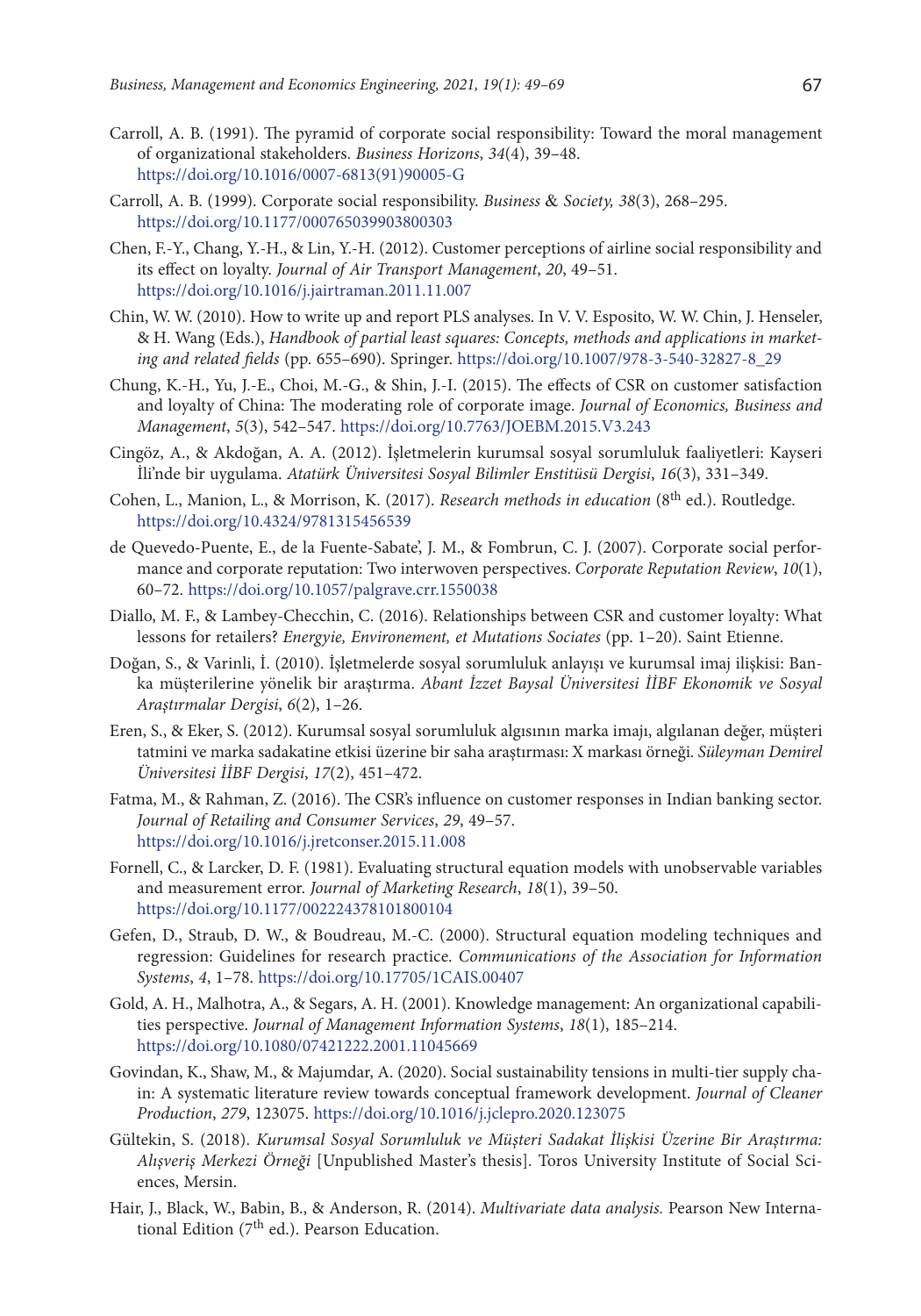Carroll, A. B. (1991). The pyramid of corporate social responsibility: Toward the moral management of organizational stakeholders. *Business Horizons*, *34*(4), 39–48. https://doi.org/10.1016/0007-6813(91)90005-G

Carroll, A. B. (1999). Corporate social responsibility. *Business & Society, 38*(3), 268–295. https://doi.org/10.1177/000765039903800303

Chen, F.-Y., Chang, Y.-H., & Lin, Y.-H. (2012). Customer perceptions of airline social responsibility and its effect on loyalty. *Journal of Air Transport Management*, *20*, 49–51. https://doi.org/10.1016/j.jairtraman.2011.11.007

Chin, W. W. (2010). How to write up and report PLS analyses. In V. V. Esposito, W. W. Chin, J. Henseler, & H. Wang (Eds.), *Handbook of partial least squares: Concepts, methods and applications in marketing and related fields* (pp. 655–690). Springer. https://doi.org/10.1007/978-3-540-32827-8_29

Chung, K.-H., Yu, J.-E., Choi, M.-G., & Shin, J.-I. (2015). The effects of CSR on customer satisfaction and loyalty of China: The moderating role of corporate image. *Journal of Economics, Business and Management*, *5*(3), 542–547. https://doi.org/10.7763/JOEBM.2015.V3.243

Cingöz, A., & Akdoğan, A. A. (2012). İşletmelerin kurumsal sosyal sorumluluk faaliyetleri: Kayseri İli'nde bir uygulama. *Atatürk Üniversitesi Sosyal Bilimler Enstitüsü Dergisi*, *16*(3), 331–349.

Cohen, L., Manion, L., & Morrison, K. (2017). *Research methods in education* (8th ed.). Routledge. https://doi.org/10.4324/9781315456539

de Quevedo-Puente, E., de la Fuente-Sabate', J. M., & Fombrun, C. J. (2007). Corporate social performance and corporate reputation: Two interwoven perspectives. *Corporate Reputation Review*, *10*(1), 60–72. https://doi.org/10.1057/palgrave.crr.1550038

Diallo, M. F., & Lambey-Checchin, C. (2016). Relationships between CSR and customer loyalty: What lessons for retailers? *Energyie, Environement, et Mutations Sociates* (pp. 1–20). Saint Etienne.

Doğan, S., & Varinli, İ. (2010). İşletmelerde sosyal sorumluluk anlayışı ve kurumsal imaj ilişkisi: Banka müşterilerine yönelik bir araştırma. *Abant İzzet Baysal Üniversitesi İİBF Ekonomik ve Sosyal Araştırmalar Dergisi*, *6*(2), 1–26.

Eren, S., & Eker, S. (2012). Kurumsal sosyal sorumluluk algısının marka imajı, algılanan değer, müşteri tatmini ve marka sadakatine etkisi üzerine bir saha araştırması: X markası örneği. *Süleyman Demirel Üniversitesi İİBF Dergisi*, *17*(2), 451–472.

Fatma, M., & Rahman, Z. (2016). The CSR's influence on customer responses in Indian banking sector. *Journal of Retailing and Consumer Services*, *29*, 49–57. https://doi.org/10.1016/j.jretconser.2015.11.008

Fornell, C., & Larcker, D. F. (1981). Evaluating structural equation models with unobservable variables and measurement error. *Journal of Marketing Research*, *18*(1), 39–50. https://doi.org/10.1177/002224378101800104

Gefen, D., Straub, D. W., & Boudreau, M.-C. (2000). Structural equation modeling techniques and regression: Guidelines for research practice. *Communications of the Association for Information Systems*, *4*, 1–78. https://doi.org/10.17705/1CAIS.00407

Gold, A. H., Malhotra, A., & Segars, A. H. (2001). Knowledge management: An organizational capabilities perspective. *Journal of Management Information Systems*, *18*(1), 185–214. https://doi.org/10.1080/07421222.2001.11045669

Govindan, K., Shaw, M., & Majumdar, A. (2020). Social sustainability tensions in multi-tier supply chain: A systematic literature review towards conceptual framework development. *Journal of Cleaner Production*, *279*, 123075. https://doi.org/10.1016/j.jclepro.2020.123075

Gültekin, S. (2018). *Kurumsal Sosyal Sorumluluk ve Müşteri Sadakat İlişkisi Üzerine Bir Araştırma: Alışveriş Merkezi Örneği* [Unpublished Master's thesis]. Toros University Institute of Social Sciences, Mersin.

Hair, J., Black, W., Babin, B., & Anderson, R. (2014). *Multivariate data analysis.* Pearson New International Edition (7th ed.). Pearson Education.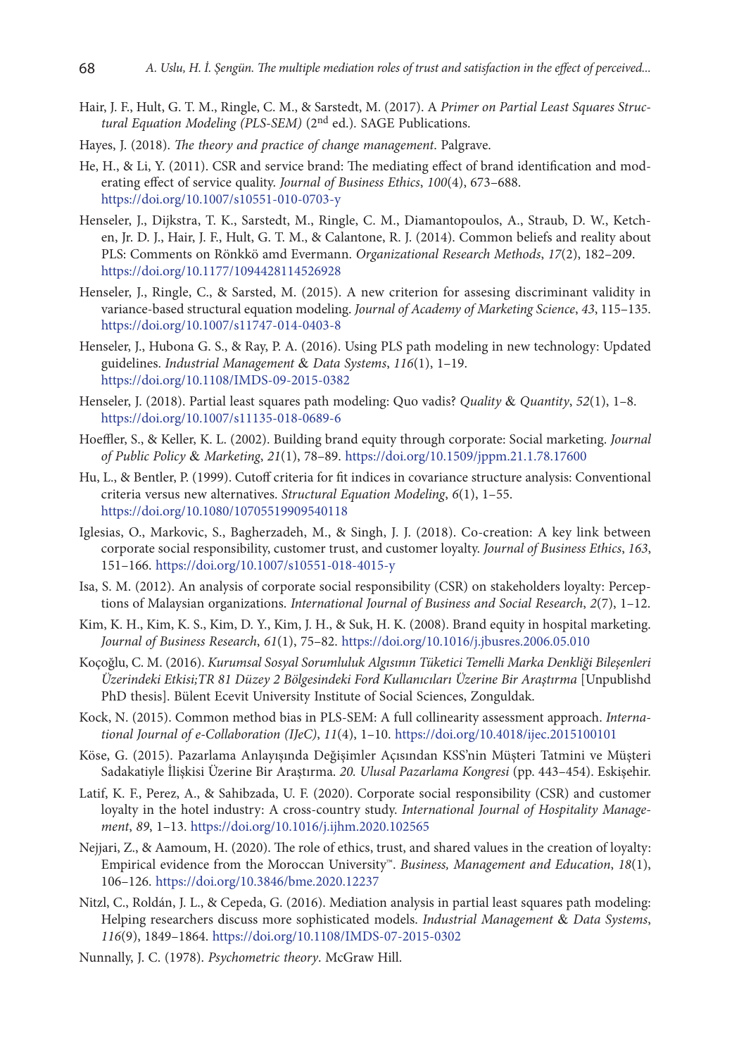Hair, J. F., Hult, G. T. M., Ringle, C. M., & Sarstedt, M. (2017). A *Primer on Partial Least Squares Structural Equation Modeling (PLS-SEM)* (2nd ed.). SAGE Publications.

Hayes, J. (2018). *The theory and practice of change management*. Palgrave.

He, H., & Li, Y. (2011). CSR and service brand: The mediating effect of brand identification and moderating effect of service quality. *Journal of Business Ethics*, *100*(4), 673–688. https://doi.org/10.1007/s10551-010-0703-y

Henseler, J., Dijkstra, T. K., Sarstedt, M., Ringle, C. M., Diamantopoulos, A., Straub, D. W., Ketchen, Jr. D. J., Hair, J. F., Hult, G. T. M., & Calantone, R. J. (2014). Common beliefs and reality about PLS: Comments on Rönkkö amd Evermann. *Organizational Research Methods*, *17*(2), 182–209. https://doi.org/10.1177/1094428114526928

Henseler, J., Ringle, C., & Sarsted, M. (2015). A new criterion for assesing discriminant validity in variance-based structural equation modeling. *Journal of Academy of Marketing Science*, *43*, 115–135. https://doi.org/10.1007/s11747-014-0403-8

Henseler, J., Hubona G. S., & Ray, P. A. (2016). Using PLS path modeling in new technology: Updated guidelines. *Industrial Management & Data Systems*, *116*(1), 1–19. https://doi.org/10.1108/IMDS-09-2015-0382

Henseler, J. (2018). Partial least squares path modeling: Quo vadis? *Quality & Quantity*, *52*(1), 1–8. https://doi.org/10.1007/s11135-018-0689-6

Hoeffler, S., & Keller, K. L. (2002). Building brand equity through corporate: Social marketing. *Journal of Public Policy & Marketing*, *21*(1), 78–89. https://doi.org/10.1509/jppm.21.1.78.17600

Hu, L., & Bentler, P. (1999). Cutoff criteria for fit indices in covariance structure analysis: Conventional criteria versus new alternatives. *Structural Equation Modeling*, *6*(1), 1–55. https://doi.org/10.1080/10705519909540118

Iglesias, O., Markovic, S., Bagherzadeh, M., & Singh, J. J. (2018). Co-creation: A key link between corporate social responsibility, customer trust, and customer loyalty. *Journal of Business Ethics*, *163*, 151–166. https://doi.org/10.1007/s10551-018-4015-y

Isa, S. M. (2012). An analysis of corporate social responsibility (CSR) on stakeholders loyalty: Perceptions of Malaysian organizations. *International Journal of Business and Social Research*, *2*(7), 1–12.

Kim, K. H., Kim, K. S., Kim, D. Y., Kim, J. H., & Suk, H. K. (2008). Brand equity in hospital marketing. *Journal of Business Research*, *61*(1), 75–82. https://doi.org/10.1016/j.jbusres.2006.05.010

Koçoğlu, C. M. (2016). *Kurumsal Sosyal Sorumluluk Algısının Tüketici Temelli Marka Denkliği Bileşenleri Üzerindeki Etkisi;TR 81 Düzey 2 Bölgesindeki Ford Kullanıcıları Üzerine Bir Araştırma* [Unpublishd PhD thesis]. Bülent Ecevit University Institute of Social Sciences, Zonguldak.

Kock, N. (2015). Common method bias in PLS-SEM: A full collinearity assessment approach. *International Journal of e-Collaboration (IJeC)*, *11*(4), 1–10. https://doi.org/10.4018/ijec.2015100101

Köse, G. (2015). Pazarlama Anlayışında Değişimler Açısından KSS'nin Müşteri Tatmini ve Müşteri Sadakatiyle İlişkisi Üzerine Bir Araştırma. *20. Ulusal Pazarlama Kongresi* (pp. 443–454). Eskişehir.

Latif, K. F., Perez, A., & Sahibzada, U. F. (2020). Corporate social responsibility (CSR) and customer loyalty in the hotel industry: A cross-country study. *International Journal of Hospitality Management*, *89*, 1–13. https://doi.org/10.1016/j.ijhm.2020.102565

Nejjari, Z., & Aamoum, H. (2020). The role of ethics, trust, and shared values in the creation of loyalty: Empirical evidence from the Moroccan University™. *Business, Management and Education*, *18*(1), 106–126. https://doi.org/10.3846/bme.2020.12237

Nitzl, C., Roldán, J. L., & Cepeda, G. (2016). Mediation analysis in partial least squares path modeling: Helping researchers discuss more sophisticated models. *Industrial Management & Data Systems*, *116*(9), 1849–1864. https://doi.org/10.1108/IMDS-07-2015-0302

Nunnally, J. C. (1978). *Psychometric theory*. McGraw Hill.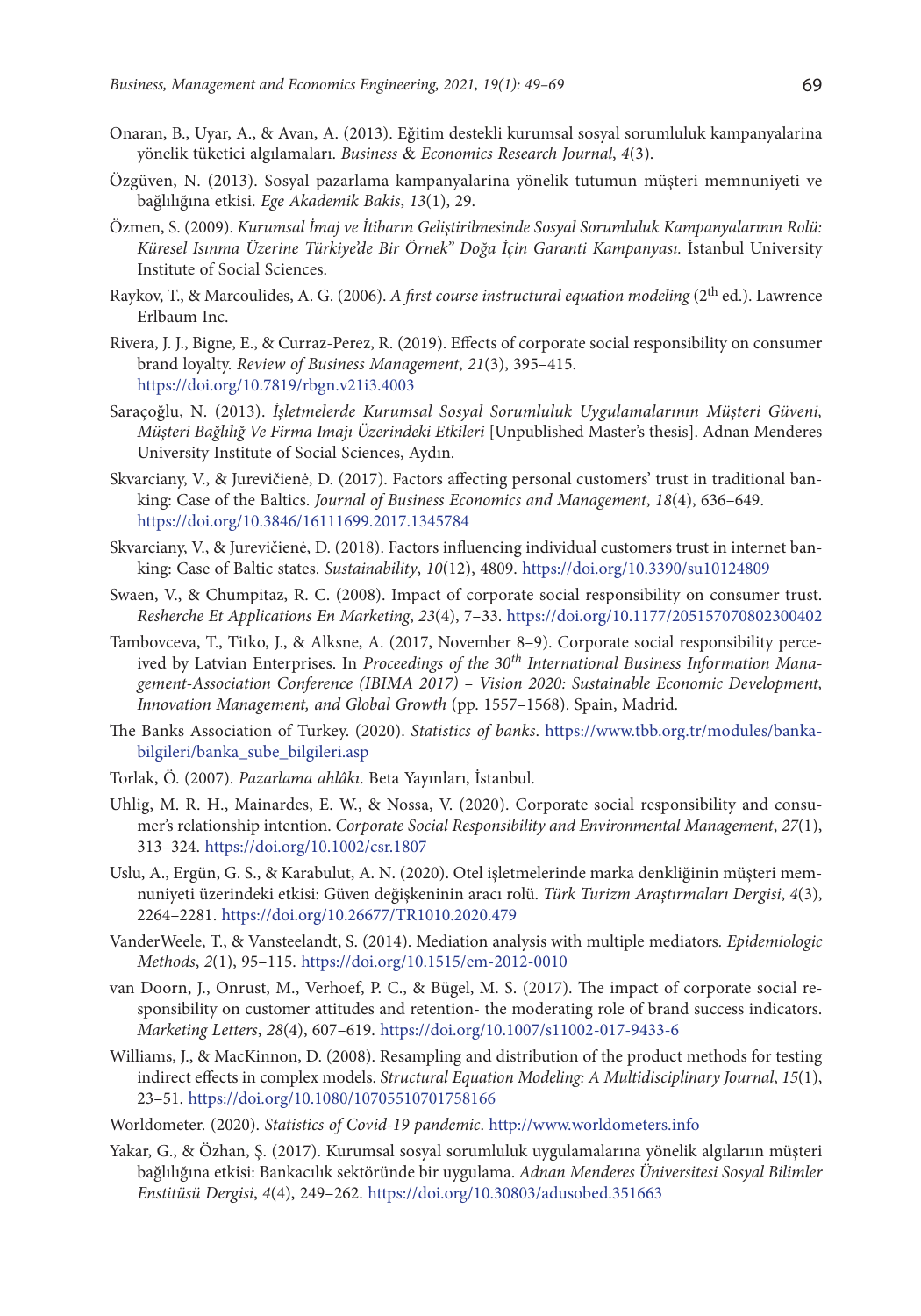Onaran, B., Uyar, A., & Avan, A. (2013). Eğitim destekli kurumsal sosyal sorumluluk kampanyalarina yönelik tüketici algılamaları. *Business & Economics Research Journal*, *4*(3).

Özgüven, N. (2013). Sosyal pazarlama kampanyalarina yönelik tutumun müşteri memnuniyeti ve bağlılığına etkisi. *Ege Akademik Bakis*, *13*(1), 29.

Özmen, S. (2009). *Kurumsal İmaj ve İtibarın Geliştirilmesinde Sosyal Sorumluluk Kampanyalarının Rolü: Küresel Isınma Üzerine Türkiye'de Bir Örnek" Doğa İçin Garanti Kampanyası*. İstanbul University Institute of Social Sciences.

Raykov, T., & Marcoulides, A. G. (2006). *A first course instructural equation modeling* (2th ed.). Lawrence Erlbaum Inc.

Rivera, J. J., Bigne, E., & Curraz-Perez, R. (2019). Effects of corporate social responsibility on consumer brand loyalty. *Review of Business Management*, *21*(3), 395–415. https://doi.org/10.7819/rbgn.v21i3.4003

Saraçoğlu, N. (2013). *İşletmelerde Kurumsal Sosyal Sorumluluk Uygulamalarının Müşteri Güveni, Müşteri Bağlılığ Ve Firma Imajı Üzerindeki Etkileri* [Unpublished Master's thesis]. Adnan Menderes University Institute of Social Sciences, Aydın.

Skvarciany, V., & Jurevičienė, D. (2017). Factors affecting personal customers' trust in traditional banking: Case of the Baltics. *Journal of Business Economics and Management*, *18*(4), 636–649. https://doi.org/10.3846/16111699.2017.1345784

Skvarciany, V., & Jurevičienė, D. (2018). Factors influencing individual customers trust in internet banking: Case of Baltic states. *Sustainability*, *10*(12), 4809. https://doi.org/10.3390/su10124809

Swaen, V., & Chumpitaz, R. C. (2008). Impact of corporate social responsibility on consumer trust. *Resherche Et Applications En Marketing*, *23*(4), 7–33. https://doi.org/10.1177/205157070802300402

Tambovceva, T., Titko, J., & Alksne, A. (2017, November 8–9). Corporate social responsibility perceived by Latvian Enterprises. In *Proceedings of the 30th International Business Information Management-Association Conference (IBIMA 2017) – Vision 2020: Sustainable Economic Development, Innovation Management, and Global Growth* (pp. 1557–1568). Spain, Madrid.

The Banks Association of Turkey. (2020). *Statistics of banks*. https://www.tbb.org.tr/modules/banka-bilgileri/banka_sube_bilgileri.asp

Torlak, Ö. (2007). *Pazarlama ahlâkı*. Beta Yayınları, İstanbul.

Uhlig, M. R. H., Mainardes, E. W., & Nossa, V. (2020). Corporate social responsibility and consumer's relationship intention. *Corporate Social Responsibility and Environmental Management*, *27*(1), 313–324. https://doi.org/10.1002/csr.1807

Uslu, A., Ergün, G. S., & Karabulut, A. N. (2020). Otel işletmelerinde marka denkliğinin müşteri memnuniyeti üzerindeki etkisi: Güven değişkeninin aracı rolü. *Türk Turizm Araştırmaları Dergisi*, *4*(3), 2264–2281. https://doi.org/10.26677/TR1010.2020.479

VanderWeele, T., & Vansteelandt, S. (2014). Mediation analysis with multiple mediators. *Epidemiologic Methods*, *2*(1), 95–115. https://doi.org/10.1515/em-2012-0010

van Doorn, J., Onrust, M., Verhoef, P. C., & Bügel, M. S. (2017). The impact of corporate social responsibility on customer attitudes and retention- the moderating role of brand success indicators. *Marketing Letters*, *28*(4), 607–619. https://doi.org/10.1007/s11002-017-9433-6

Williams, J., & MacKinnon, D. (2008). Resampling and distribution of the product methods for testing indirect effects in complex models. *Structural Equation Modeling: A Multidisciplinary Journal*, *15*(1), 23–51. https://doi.org/10.1080/10705510701758166

Worldometer. (2020). *Statistics of Covid-19 pandemic*. http://www.worldometers.info

Yakar, G., & Özhan, Ş. (2017). Kurumsal sosyal sorumluluk uygulamalarına yönelik algıların müşteri bağlılığına etkisi: Bankacılık sektöründe bir uygulama. *Adnan Menderes Üniversitesi Sosyal Bilimler Enstitüsü Dergisi*, *4*(4), 249–262. https://doi.org/10.30803/adusobed.351663